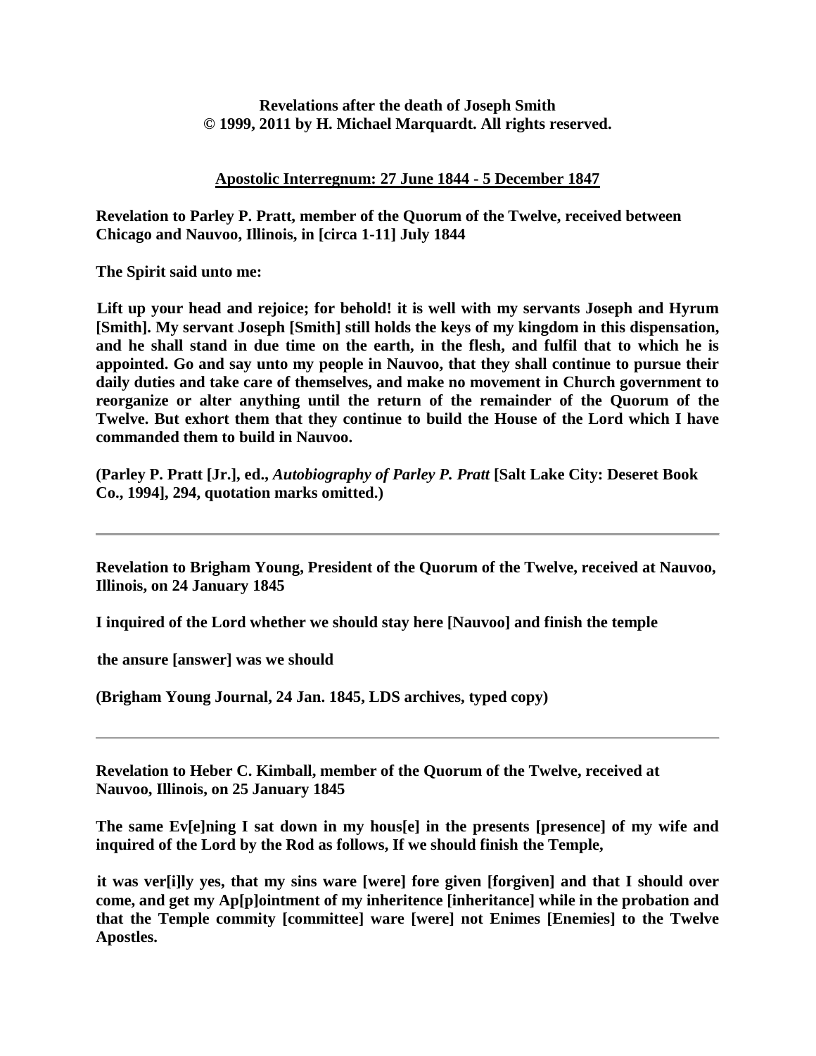**Revelations after the death of Joseph Smith**
**© 1999, 2011 by H. Michael Marquardt. All rights reserved.**

## Apostolic Interregnum: 27 June 1844 - 5 December 1847

**Revelation to Parley P. Pratt, member of the Quorum of the Twelve, received between Chicago and Nauvoo, Illinois, in [circa 1-11] July 1844**

**The Spirit said unto me:**

**Lift up your head and rejoice; for behold! it is well with my servants Joseph and Hyrum [Smith]. My servant Joseph [Smith] still holds the keys of my kingdom in this dispensation, and he shall stand in due time on the earth, in the flesh, and fulfil that to which he is appointed. Go and say unto my people in Nauvoo, that they shall continue to pursue their daily duties and take care of themselves, and make no movement in Church government to reorganize or alter anything until the return of the remainder of the Quorum of the Twelve. But exhort them that they continue to build the House of the Lord which I have commanded them to build in Nauvoo.**

**(Parley P. Pratt [Jr.], ed., *Autobiography of Parley P. Pratt* [Salt Lake City: Deseret Book Co., 1994], 294, quotation marks omitted.)**

---

**Revelation to Brigham Young, President of the Quorum of the Twelve, received at Nauvoo, Illinois, on 24 January 1845**

**I inquired of the Lord whether we should stay here [Nauvoo] and finish the temple**

**the ansure [answer] was we should**

**(Brigham Young Journal, 24 Jan. 1845, LDS archives, typed copy)**

---

**Revelation to Heber C. Kimball, member of the Quorum of the Twelve, received at Nauvoo, Illinois, on 25 January 1845**

**The same Ev[e]ning I sat down in my hous[e] in the presents [presence] of my wife and inquired of the Lord by the Rod as follows, If we should finish the Temple,**

**it was ver[i]ly yes, that my sins ware [were] fore given [forgiven] and that I should over come, and get my Ap[p]ointment of my inheritence [inheritance] while in the probation and that the Temple commity [committee] ware [were] not Enimes [Enemies] to the Twelve Apostles.**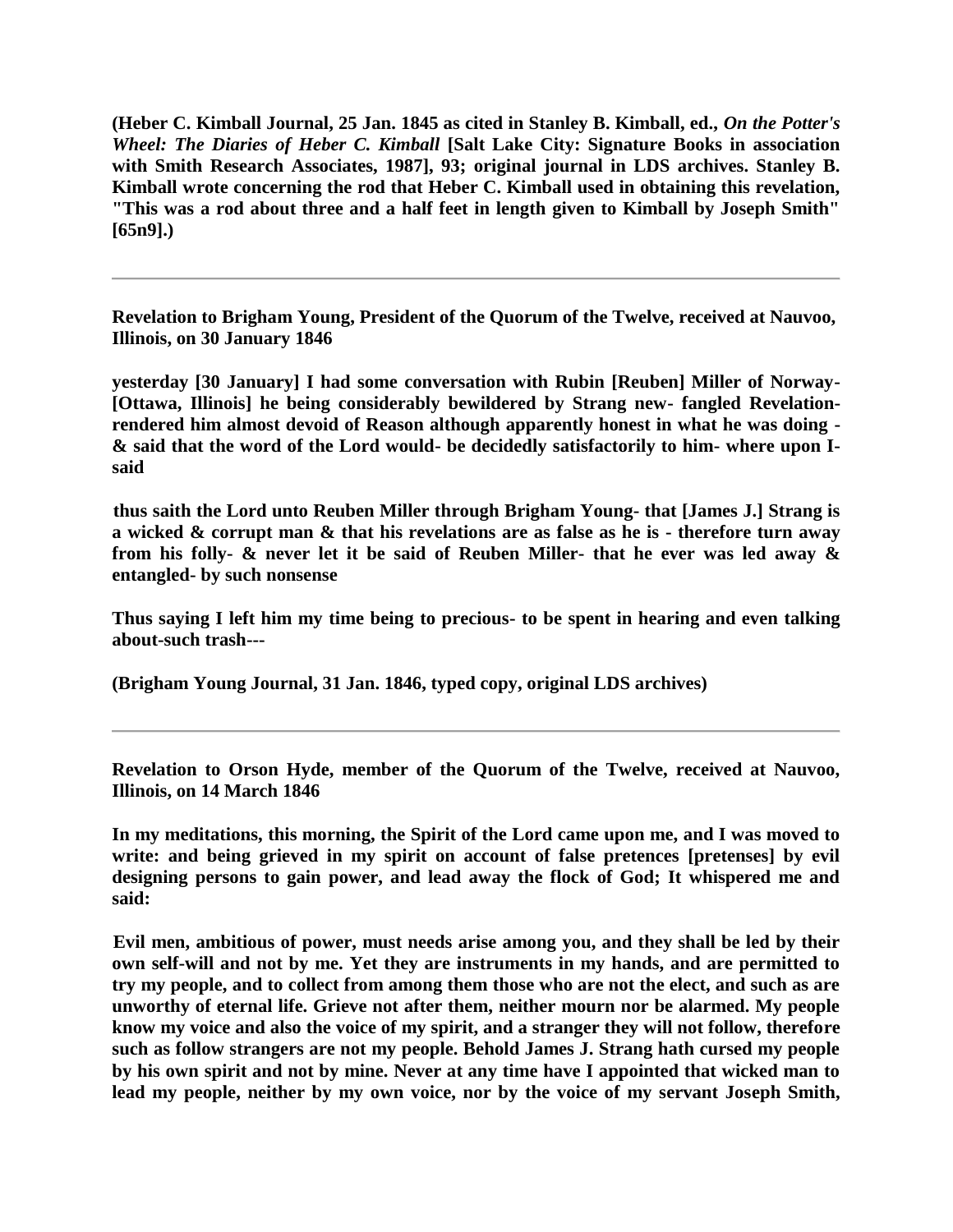**(Heber C. Kimball Journal, 25 Jan. 1845 as cited in Stanley B. Kimball, ed., *On the Potter's Wheel: The Diaries of Heber C. Kimball* [Salt Lake City: Signature Books in association with Smith Research Associates, 1987], 93; original journal in LDS archives. Stanley B. Kimball wrote concerning the rod that Heber C. Kimball used in obtaining this revelation, "This was a rod about three and a half feet in length given to Kimball by Joseph Smith" [65n9].)**

---

**Revelation to Brigham Young, President of the Quorum of the Twelve, received at Nauvoo, Illinois, on 30 January 1846**

**yesterday [30 January] I had some conversation with Rubin [Reuben] Miller of Norway- [Ottawa, Illinois] he being considerably bewildered by Strang new- fangled Revelation- rendered him almost devoid of Reason although apparently honest in what he was doing - & said that the word of the Lord would- be decidedly satisfactorily to him- where upon I- said**

**thus saith the Lord unto Reuben Miller through Brigham Young- that [James J.] Strang is a wicked & corrupt man & that his revelations are as false as he is - therefore turn away from his folly- & never let it be said of Reuben Miller- that he ever was led away & entangled- by such nonsense**

**Thus saying I left him my time being to precious- to be spent in hearing and even talking about-such trash---**

**(Brigham Young Journal, 31 Jan. 1846, typed copy, original LDS archives)**

---

**Revelation to Orson Hyde, member of the Quorum of the Twelve, received at Nauvoo, Illinois, on 14 March 1846**

**In my meditations, this morning, the Spirit of the Lord came upon me, and I was moved to write: and being grieved in my spirit on account of false pretences [pretenses] by evil designing persons to gain power, and lead away the flock of God; It whispered me and said:**

**Evil men, ambitious of power, must needs arise among you, and they shall be led by their own self-will and not by me. Yet they are instruments in my hands, and are permitted to try my people, and to collect from among them those who are not the elect, and such as are unworthy of eternal life. Grieve not after them, neither mourn nor be alarmed. My people know my voice and also the voice of my spirit, and a stranger they will not follow, therefore such as follow strangers are not my people. Behold James J. Strang hath cursed my people by his own spirit and not by mine. Never at any time have I appointed that wicked man to lead my people, neither by my own voice, nor by the voice of my servant Joseph Smith,**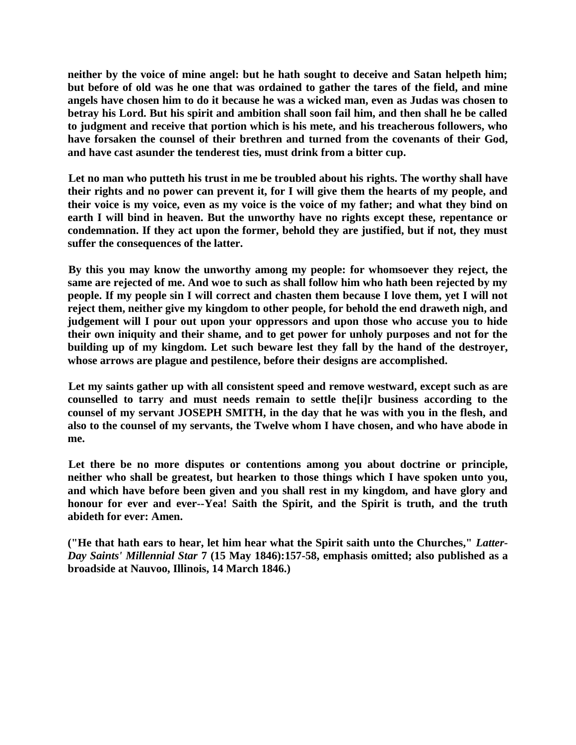**neither by the voice of mine angel: but he hath sought to deceive and Satan helpeth him; but before of old was he one that was ordained to gather the tares of the field, and mine angels have chosen him to do it because he was a wicked man, even as Judas was chosen to betray his Lord. But his spirit and ambition shall soon fail him, and then shall he be called to judgment and receive that portion which is his mete, and his treacherous followers, who have forsaken the counsel of their brethren and turned from the covenants of their God, and have cast asunder the tenderest ties, must drink from a bitter cup.**

**Let no man who putteth his trust in me be troubled about his rights. The worthy shall have their rights and no power can prevent it, for I will give them the hearts of my people, and their voice is my voice, even as my voice is the voice of my father; and what they bind on earth I will bind in heaven. But the unworthy have no rights except these, repentance or condemnation. If they act upon the former, behold they are justified, but if not, they must suffer the consequences of the latter.**

**By this you may know the unworthy among my people: for whomsoever they reject, the same are rejected of me. And woe to such as shall follow him who hath been rejected by my people. If my people sin I will correct and chasten them because I love them, yet I will not reject them, neither give my kingdom to other people, for behold the end draweth nigh, and judgement will I pour out upon your oppressors and upon those who accuse you to hide their own iniquity and their shame, and to get power for unholy purposes and not for the building up of my kingdom. Let such beware lest they fall by the hand of the destroyer, whose arrows are plague and pestilence, before their designs are accomplished.**

**Let my saints gather up with all consistent speed and remove westward, except such as are counselled to tarry and must needs remain to settle the[i]r business according to the counsel of my servant JOSEPH SMITH, in the day that he was with you in the flesh, and also to the counsel of my servants, the Twelve whom I have chosen, and who have abode in me.**

**Let there be no more disputes or contentions among you about doctrine or principle, neither who shall be greatest, but hearken to those things which I have spoken unto you, and which have before been given and you shall rest in my kingdom, and have glory and honour for ever and ever--Yea! Saith the Spirit, and the Spirit is truth, and the truth abideth for ever: Amen.**

**("He that hath ears to hear, let him hear what the Spirit saith unto the Churches,"** ***Latter-Day Saints' Millennial Star*** **7 (15 May 1846):157-58, emphasis omitted; also published as a broadside at Nauvoo, Illinois, 14 March 1846.)**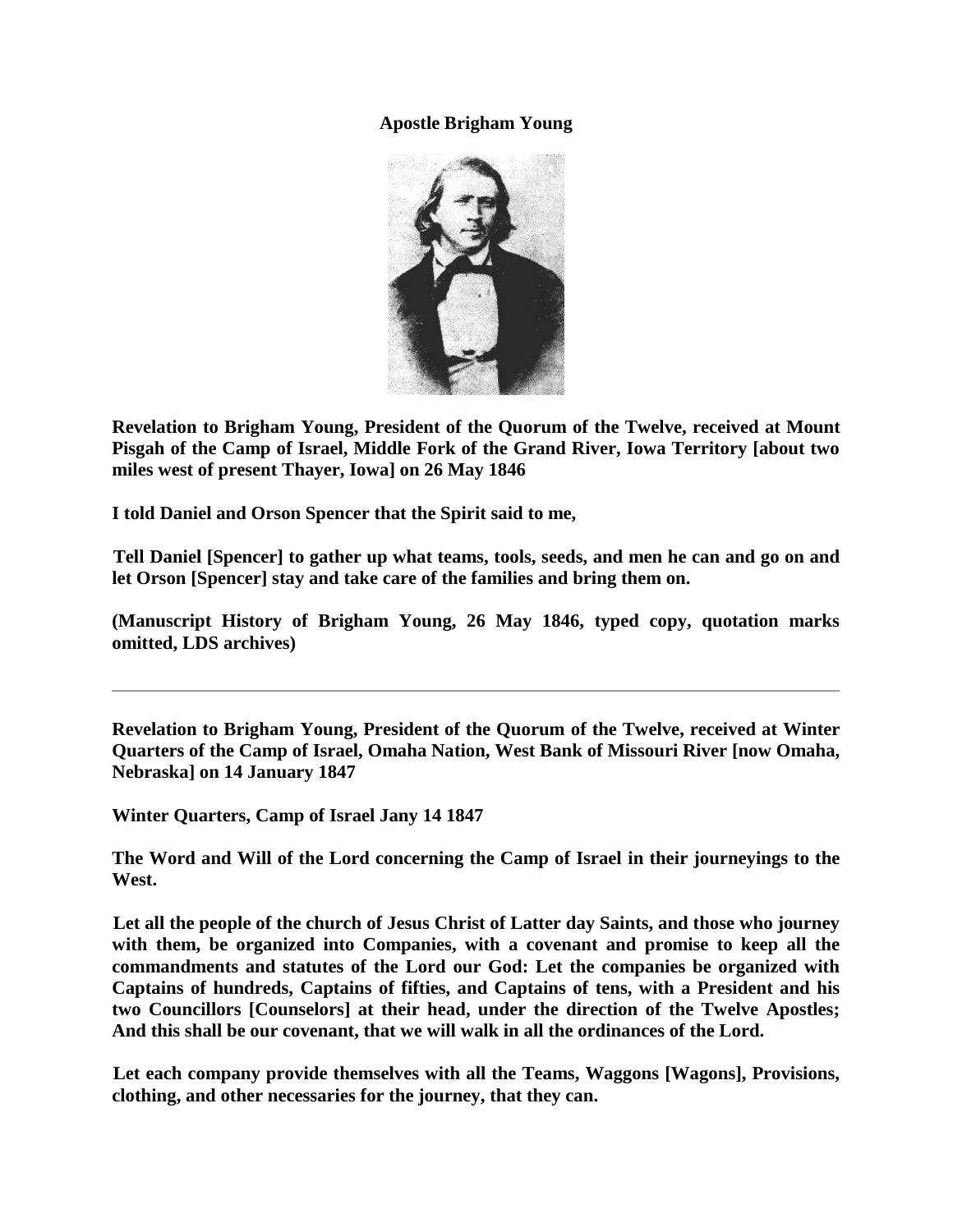**Apostle Brigham Young**

**Revelation to Brigham Young, President of the Quorum of the Twelve, received at Mount Pisgah of the Camp of Israel, Middle Fork of the Grand River, Iowa Territory [about two miles west of present Thayer, Iowa] on 26 May 1846**

**I told Daniel and Orson Spencer that the Spirit said to me,**

**Tell Daniel [Spencer] to gather up what teams, tools, seeds, and men he can and go on and let Orson [Spencer] stay and take care of the families and bring them on.**

**(Manuscript History of Brigham Young, 26 May 1846, typed copy, quotation marks omitted, LDS archives)**

---

**Revelation to Brigham Young, President of the Quorum of the Twelve, received at Winter Quarters of the Camp of Israel, Omaha Nation, West Bank of Missouri River [now Omaha, Nebraska] on 14 January 1847**

**Winter Quarters, Camp of Israel Jany 14 1847**

**The Word and Will of the Lord concerning the Camp of Israel in their journeyings to the West.**

**Let all the people of the church of Jesus Christ of Latter day Saints, and those who journey with them, be organized into Companies, with a covenant and promise to keep all the commandments and statutes of the Lord our God: Let the companies be organized with Captains of hundreds, Captains of fifties, and Captains of tens, with a President and his two Councillors [Counselors] at their head, under the direction of the Twelve Apostles; And this shall be our covenant, that we will walk in all the ordinances of the Lord.**

**Let each company provide themselves with all the Teams, Waggons [Wagons], Provisions, clothing, and other necessaries for the journey, that they can.**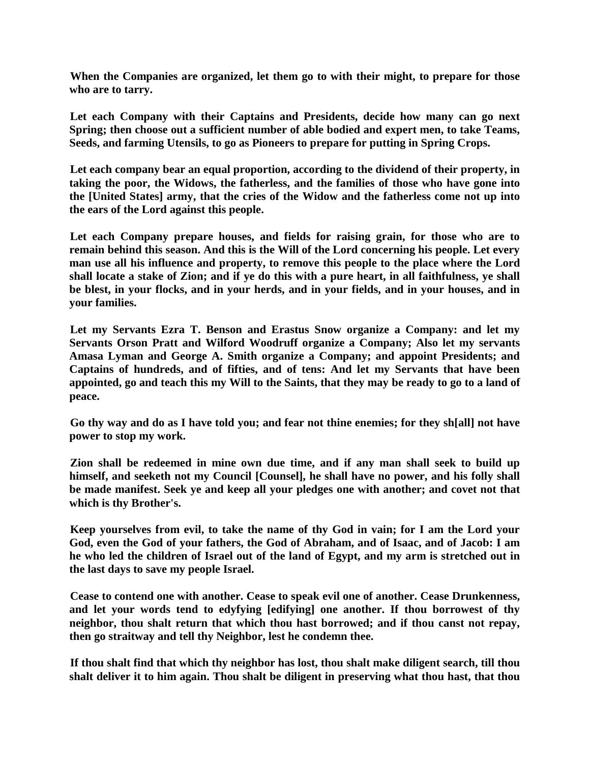**When the Companies are organized, let them go to with their might, to prepare for those who are to tarry.**

**Let each Company with their Captains and Presidents, decide how many can go next Spring; then choose out a sufficient number of able bodied and expert men, to take Teams, Seeds, and farming Utensils, to go as Pioneers to prepare for putting in Spring Crops.**

**Let each company bear an equal proportion, according to the dividend of their property, in taking the poor, the Widows, the fatherless, and the families of those who have gone into the [United States] army, that the cries of the Widow and the fatherless come not up into the ears of the Lord against this people.**

**Let each Company prepare houses, and fields for raising grain, for those who are to remain behind this season. And this is the Will of the Lord concerning his people. Let every man use all his influence and property, to remove this people to the place where the Lord shall locate a stake of Zion; and if ye do this with a pure heart, in all faithfulness, ye shall be blest, in your flocks, and in your herds, and in your fields, and in your houses, and in your families.**

**Let my Servants Ezra T. Benson and Erastus Snow organize a Company: and let my Servants Orson Pratt and Wilford Woodruff organize a Company; Also let my servants Amasa Lyman and George A. Smith organize a Company; and appoint Presidents; and Captains of hundreds, and of fifties, and of tens: And let my Servants that have been appointed, go and teach this my Will to the Saints, that they may be ready to go to a land of peace.**

**Go thy way and do as I have told you; and fear not thine enemies; for they sh[all] not have power to stop my work.**

**Zion shall be redeemed in mine own due time, and if any man shall seek to build up himself, and seeketh not my Council [Counsel], he shall have no power, and his folly shall be made manifest. Seek ye and keep all your pledges one with another; and covet not that which is thy Brother's.**

**Keep yourselves from evil, to take the name of thy God in vain; for I am the Lord your God, even the God of your fathers, the God of Abraham, and of Isaac, and of Jacob: I am he who led the children of Israel out of the land of Egypt, and my arm is stretched out in the last days to save my people Israel.**

**Cease to contend one with another. Cease to speak evil one of another. Cease Drunkenness, and let your words tend to edyfying [edifying] one another. If thou borrowest of thy neighbor, thou shalt return that which thou hast borrowed; and if thou canst not repay, then go straitway and tell thy Neighbor, lest he condemn thee.**

**If thou shalt find that which thy neighbor has lost, thou shalt make diligent search, till thou shalt deliver it to him again. Thou shalt be diligent in preserving what thou hast, that thou**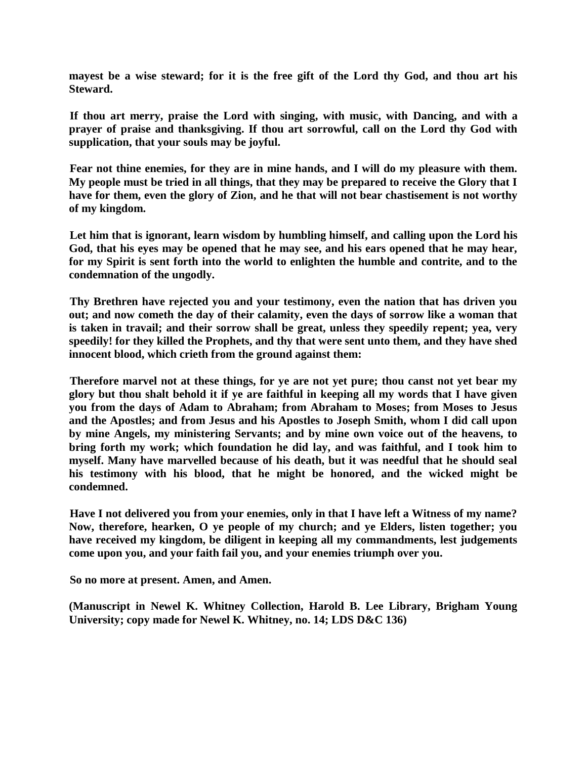**mayest be a wise steward; for it is the free gift of the Lord thy God, and thou art his Steward.**

**If thou art merry, praise the Lord with singing, with music, with Dancing, and with a prayer of praise and thanksgiving. If thou art sorrowful, call on the Lord thy God with supplication, that your souls may be joyful.**

**Fear not thine enemies, for they are in mine hands, and I will do my pleasure with them. My people must be tried in all things, that they may be prepared to receive the Glory that I have for them, even the glory of Zion, and he that will not bear chastisement is not worthy of my kingdom.**

**Let him that is ignorant, learn wisdom by humbling himself, and calling upon the Lord his God, that his eyes may be opened that he may see, and his ears opened that he may hear, for my Spirit is sent forth into the world to enlighten the humble and contrite, and to the condemnation of the ungodly.**

**Thy Brethren have rejected you and your testimony, even the nation that has driven you out; and now cometh the day of their calamity, even the days of sorrow like a woman that is taken in travail; and their sorrow shall be great, unless they speedily repent; yea, very speedily! for they killed the Prophets, and thy that were sent unto them, and they have shed innocent blood, which crieth from the ground against them:**

**Therefore marvel not at these things, for ye are not yet pure; thou canst not yet bear my glory but thou shalt behold it if ye are faithful in keeping all my words that I have given you from the days of Adam to Abraham; from Abraham to Moses; from Moses to Jesus and the Apostles; and from Jesus and his Apostles to Joseph Smith, whom I did call upon by mine Angels, my ministering Servants; and by mine own voice out of the heavens, to bring forth my work; which foundation he did lay, and was faithful, and I took him to myself. Many have marvelled because of his death, but it was needful that he should seal his testimony with his blood, that he might be honored, and the wicked might be condemned.**

**Have I not delivered you from your enemies, only in that I have left a Witness of my name? Now, therefore, hearken, O ye people of my church; and ye Elders, listen together; you have received my kingdom, be diligent in keeping all my commandments, lest judgements come upon you, and your faith fail you, and your enemies triumph over you.**

**So no more at present. Amen, and Amen.**

**(Manuscript in Newel K. Whitney Collection, Harold B. Lee Library, Brigham Young University; copy made for Newel K. Whitney, no. 14; LDS D&C 136)**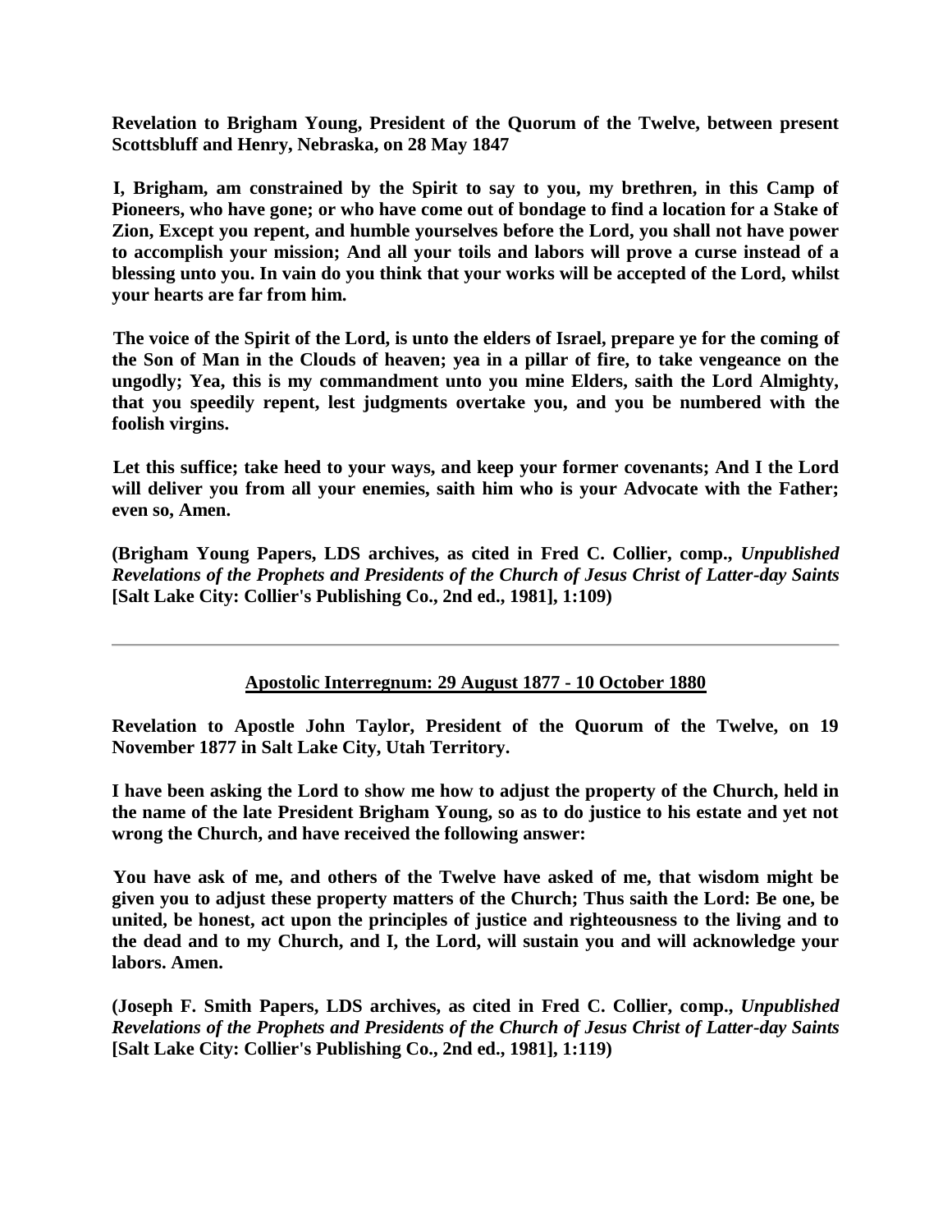**Revelation to Brigham Young, President of the Quorum of the Twelve, between present Scottsbluff and Henry, Nebraska, on 28 May 1847**

**I, Brigham, am constrained by the Spirit to say to you, my brethren, in this Camp of Pioneers, who have gone; or who have come out of bondage to find a location for a Stake of Zion, Except you repent, and humble yourselves before the Lord, you shall not have power to accomplish your mission; And all your toils and labors will prove a curse instead of a blessing unto you. In vain do you think that your works will be accepted of the Lord, whilst your hearts are far from him.**

**The voice of the Spirit of the Lord, is unto the elders of Israel, prepare ye for the coming of the Son of Man in the Clouds of heaven; yea in a pillar of fire, to take vengeance on the ungodly; Yea, this is my commandment unto you mine Elders, saith the Lord Almighty, that you speedily repent, lest judgments overtake you, and you be numbered with the foolish virgins.**

**Let this suffice; take heed to your ways, and keep your former covenants; And I the Lord will deliver you from all your enemies, saith him who is your Advocate with the Father; even so, Amen.**

**(Brigham Young Papers, LDS archives, as cited in Fred C. Collier, comp., *Unpublished Revelations of the Prophets and Presidents of the Church of Jesus Christ of Latter-day Saints* [Salt Lake City: Collier's Publishing Co., 2nd ed., 1981], 1:109)**

---

## Apostolic Interregnum: 29 August 1877 - 10 October 1880

**Revelation to Apostle John Taylor, President of the Quorum of the Twelve, on 19 November 1877 in Salt Lake City, Utah Territory.**

**I have been asking the Lord to show me how to adjust the property of the Church, held in the name of the late President Brigham Young, so as to do justice to his estate and yet not wrong the Church, and have received the following answer:**

**You have ask of me, and others of the Twelve have asked of me, that wisdom might be given you to adjust these property matters of the Church; Thus saith the Lord: Be one, be united, be honest, act upon the principles of justice and righteousness to the living and to the dead and to my Church, and I, the Lord, will sustain you and will acknowledge your labors. Amen.**

**(Joseph F. Smith Papers, LDS archives, as cited in Fred C. Collier, comp., *Unpublished Revelations of the Prophets and Presidents of the Church of Jesus Christ of Latter-day Saints* [Salt Lake City: Collier's Publishing Co., 2nd ed., 1981], 1:119)**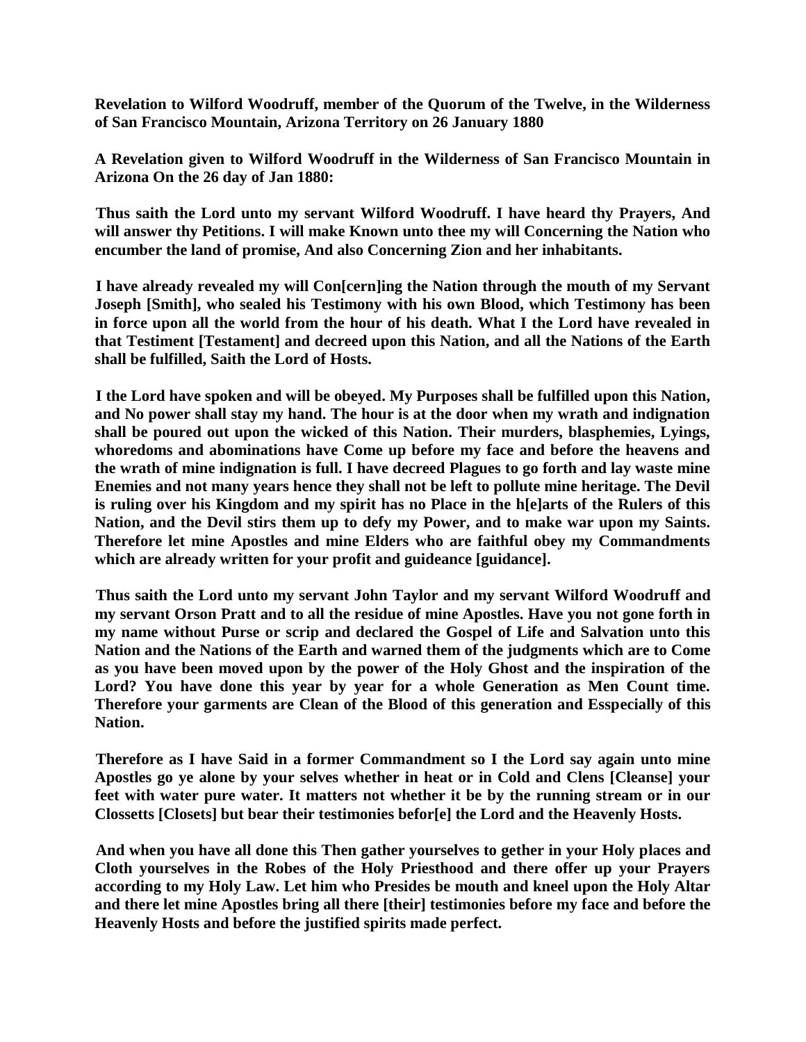**Revelation to Wilford Woodruff, member of the Quorum of the Twelve, in the Wilderness of San Francisco Mountain, Arizona Territory on 26 January 1880**

**A Revelation given to Wilford Woodruff in the Wilderness of San Francisco Mountain in Arizona On the 26 day of Jan 1880:**

**Thus saith the Lord unto my servant Wilford Woodruff. I have heard thy Prayers, And will answer thy Petitions. I will make Known unto thee my will Concerning the Nation who encumber the land of promise, And also Concerning Zion and her inhabitants.**

**I have already revealed my will Con[cern]ing the Nation through the mouth of my Servant Joseph [Smith], who sealed his Testimony with his own Blood, which Testimony has been in force upon all the world from the hour of his death. What I the Lord have revealed in that Testiment [Testament] and decreed upon this Nation, and all the Nations of the Earth shall be fulfilled, Saith the Lord of Hosts.**

**I the Lord have spoken and will be obeyed. My Purposes shall be fulfilled upon this Nation, and No power shall stay my hand. The hour is at the door when my wrath and indignation shall be poured out upon the wicked of this Nation. Their murders, blasphemies, Lyings, whoredoms and abominations have Come up before my face and before the heavens and the wrath of mine indignation is full. I have decreed Plagues to go forth and lay waste mine Enemies and not many years hence they shall not be left to pollute mine heritage. The Devil is ruling over his Kingdom and my spirit has no Place in the h[e]arts of the Rulers of this Nation, and the Devil stirs them up to defy my Power, and to make war upon my Saints. Therefore let mine Apostles and mine Elders who are faithful obey my Commandments which are already written for your profit and guideance [guidance].**

**Thus saith the Lord unto my servant John Taylor and my servant Wilford Woodruff and my servant Orson Pratt and to all the residue of mine Apostles. Have you not gone forth in my name without Purse or scrip and declared the Gospel of Life and Salvation unto this Nation and the Nations of the Earth and warned them of the judgments which are to Come as you have been moved upon by the power of the Holy Ghost and the inspiration of the Lord? You have done this year by year for a whole Generation as Men Count time. Therefore your garments are Clean of the Blood of this generation and Esspecially of this Nation.**

**Therefore as I have Said in a former Commandment so I the Lord say again unto mine Apostles go ye alone by your selves whether in heat or in Cold and Clens [Cleanse] your feet with water pure water. It matters not whether it be by the running stream or in our Clossetts [Closets] but bear their testimonies befor[e] the Lord and the Heavenly Hosts.**

**And when you have all done this Then gather yourselves to gether in your Holy places and Cloth yourselves in the Robes of the Holy Priesthood and there offer up your Prayers according to my Holy Law. Let him who Presides be mouth and kneel upon the Holy Altar and there let mine Apostles bring all there [their] testimonies before my face and before the Heavenly Hosts and before the justified spirits made perfect.**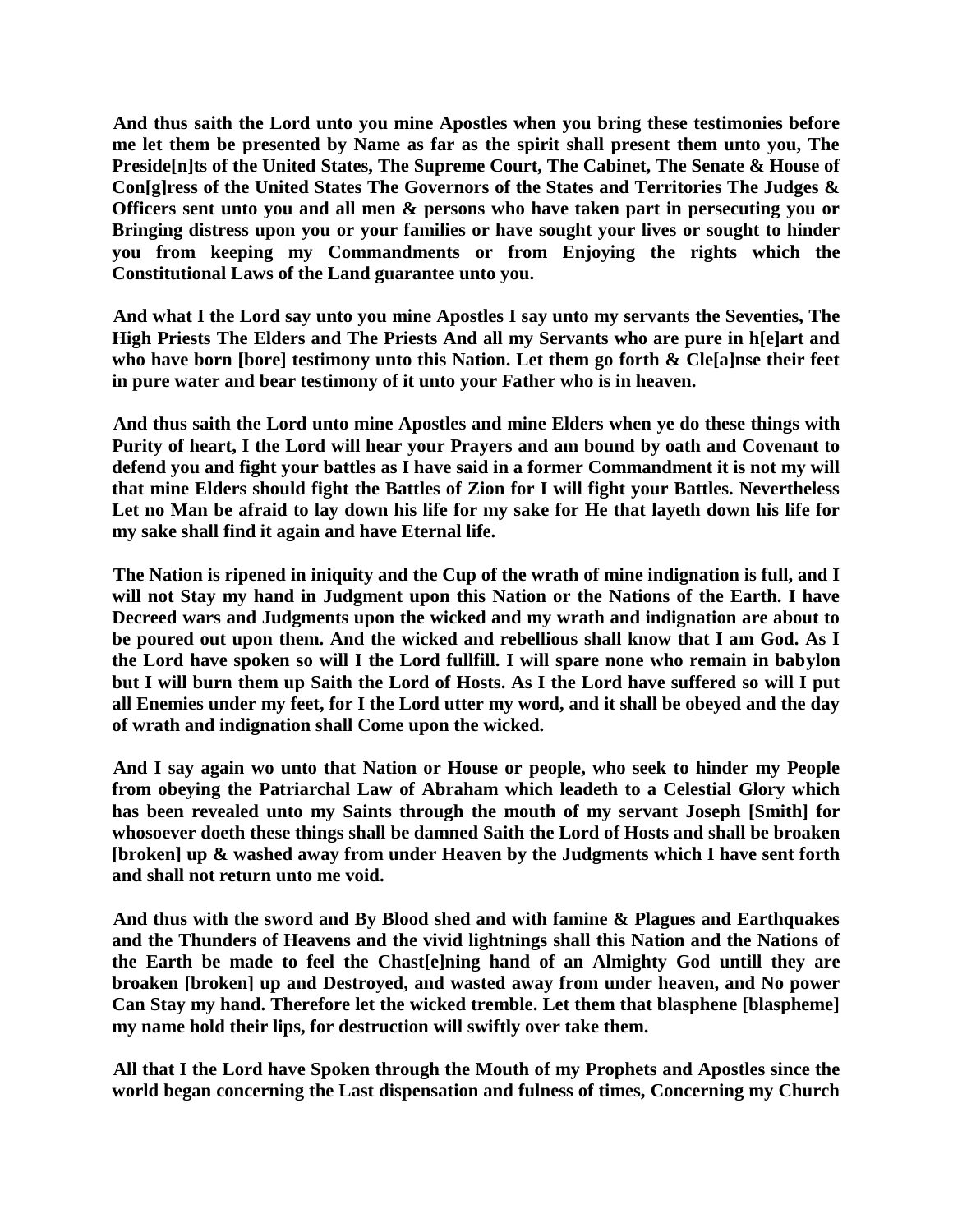**And thus saith the Lord unto you mine Apostles when you bring these testimonies before me let them be presented by Name as far as the spirit shall present them unto you, The Preside[n]ts of the United States, The Supreme Court, The Cabinet, The Senate & House of Con[g]ress of the United States The Governors of the States and Territories The Judges & Officers sent unto you and all men & persons who have taken part in persecuting you or Bringing distress upon you or your families or have sought your lives or sought to hinder you from keeping my Commandments or from Enjoying the rights which the Constitutional Laws of the Land guarantee unto you.**

**And what I the Lord say unto you mine Apostles I say unto my servants the Seventies, The High Priests The Elders and The Priests And all my Servants who are pure in h[e]art and who have born [bore] testimony unto this Nation. Let them go forth & Cle[a]nse their feet in pure water and bear testimony of it unto your Father who is in heaven.**

**And thus saith the Lord unto mine Apostles and mine Elders when ye do these things with Purity of heart, I the Lord will hear your Prayers and am bound by oath and Covenant to defend you and fight your battles as I have said in a former Commandment it is not my will that mine Elders should fight the Battles of Zion for I will fight your Battles. Nevertheless Let no Man be afraid to lay down his life for my sake for He that layeth down his life for my sake shall find it again and have Eternal life.**

**The Nation is ripened in iniquity and the Cup of the wrath of mine indignation is full, and I will not Stay my hand in Judgment upon this Nation or the Nations of the Earth. I have Decreed wars and Judgments upon the wicked and my wrath and indignation are about to be poured out upon them. And the wicked and rebellious shall know that I am God. As I the Lord have spoken so will I the Lord fullfill. I will spare none who remain in babylon but I will burn them up Saith the Lord of Hosts. As I the Lord have suffered so will I put all Enemies under my feet, for I the Lord utter my word, and it shall be obeyed and the day of wrath and indignation shall Come upon the wicked.**

**And I say again wo unto that Nation or House or people, who seek to hinder my People from obeying the Patriarchal Law of Abraham which leadeth to a Celestial Glory which has been revealed unto my Saints through the mouth of my servant Joseph [Smith] for whosoever doeth these things shall be damned Saith the Lord of Hosts and shall be broaken [broken] up & washed away from under Heaven by the Judgments which I have sent forth and shall not return unto me void.**

**And thus with the sword and By Blood shed and with famine & Plagues and Earthquakes and the Thunders of Heavens and the vivid lightnings shall this Nation and the Nations of the Earth be made to feel the Chast[e]ning hand of an Almighty God untill they are broaken [broken] up and Destroyed, and wasted away from under heaven, and No power Can Stay my hand. Therefore let the wicked tremble. Let them that blasphene [blaspheme] my name hold their lips, for destruction will swiftly over take them.**

**All that I the Lord have Spoken through the Mouth of my Prophets and Apostles since the world began concerning the Last dispensation and fulness of times, Concerning my Church**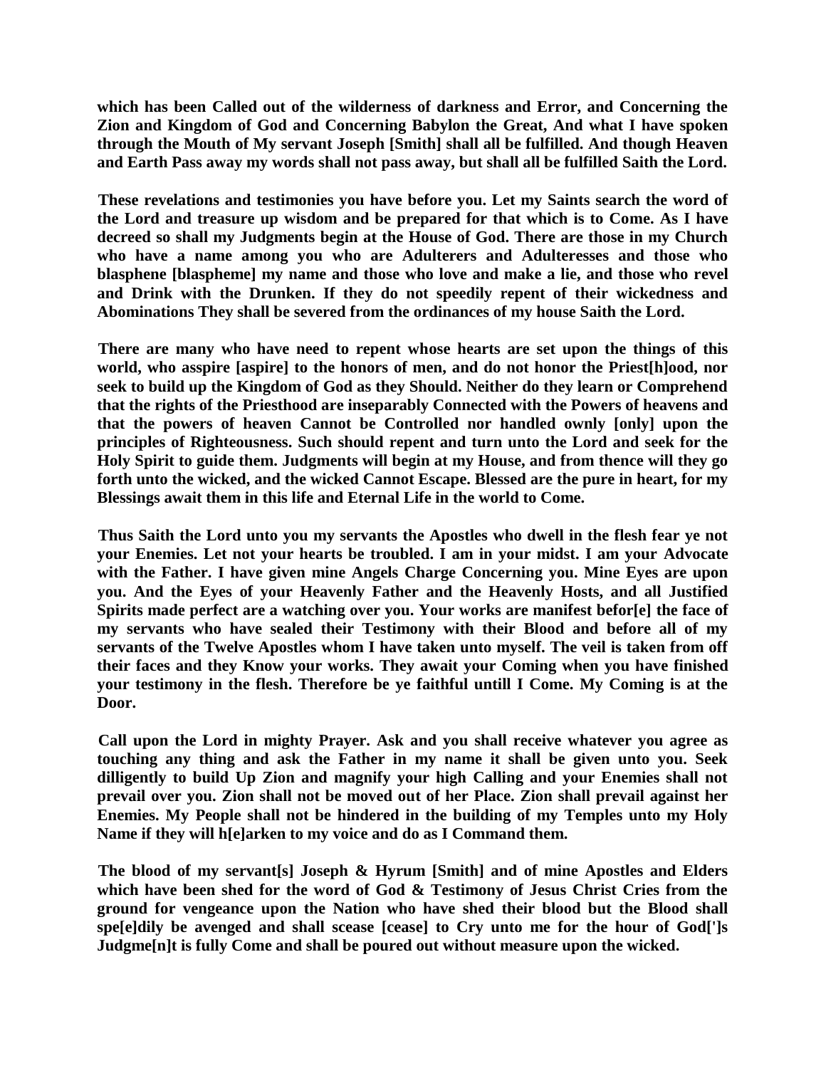**which has been Called out of the wilderness of darkness and Error, and Concerning the Zion and Kingdom of God and Concerning Babylon the Great, And what I have spoken through the Mouth of My servant Joseph [Smith] shall all be fulfilled. And though Heaven and Earth Pass away my words shall not pass away, but shall all be fulfilled Saith the Lord.**

**These revelations and testimonies you have before you. Let my Saints search the word of the Lord and treasure up wisdom and be prepared for that which is to Come. As I have decreed so shall my Judgments begin at the House of God. There are those in my Church who have a name among you who are Adulterers and Adulteresses and those who blasphene [blaspheme] my name and those who love and make a lie, and those who revel and Drink with the Drunken. If they do not speedily repent of their wickedness and Abominations They shall be severed from the ordinances of my house Saith the Lord.**

**There are many who have need to repent whose hearts are set upon the things of this world, who asspire [aspire] to the honors of men, and do not honor the Priest[h]ood, nor seek to build up the Kingdom of God as they Should. Neither do they learn or Comprehend that the rights of the Priesthood are inseparably Connected with the Powers of heavens and that the powers of heaven Cannot be Controlled nor handled ownly [only] upon the principles of Righteousness. Such should repent and turn unto the Lord and seek for the Holy Spirit to guide them. Judgments will begin at my House, and from thence will they go forth unto the wicked, and the wicked Cannot Escape. Blessed are the pure in heart, for my Blessings await them in this life and Eternal Life in the world to Come.**

**Thus Saith the Lord unto you my servants the Apostles who dwell in the flesh fear ye not your Enemies. Let not your hearts be troubled. I am in your midst. I am your Advocate with the Father. I have given mine Angels Charge Concerning you. Mine Eyes are upon you. And the Eyes of your Heavenly Father and the Heavenly Hosts, and all Justified Spirits made perfect are a watching over you. Your works are manifest befor[e] the face of my servants who have sealed their Testimony with their Blood and before all of my servants of the Twelve Apostles whom I have taken unto myself. The veil is taken from off their faces and they Know your works. They await your Coming when you have finished your testimony in the flesh. Therefore be ye faithful untill I Come. My Coming is at the Door.**

**Call upon the Lord in mighty Prayer. Ask and you shall receive whatever you agree as touching any thing and ask the Father in my name it shall be given unto you. Seek dilligently to build Up Zion and magnify your high Calling and your Enemies shall not prevail over you. Zion shall not be moved out of her Place. Zion shall prevail against her Enemies. My People shall not be hindered in the building of my Temples unto my Holy Name if they will h[e]arken to my voice and do as I Command them.**

**The blood of my servant[s] Joseph & Hyrum [Smith] and of mine Apostles and Elders which have been shed for the word of God & Testimony of Jesus Christ Cries from the ground for vengeance upon the Nation who have shed their blood but the Blood shall spe[e]dily be avenged and shall scease [cease] to Cry unto me for the hour of God[']s Judgme[n]t is fully Come and shall be poured out without measure upon the wicked.**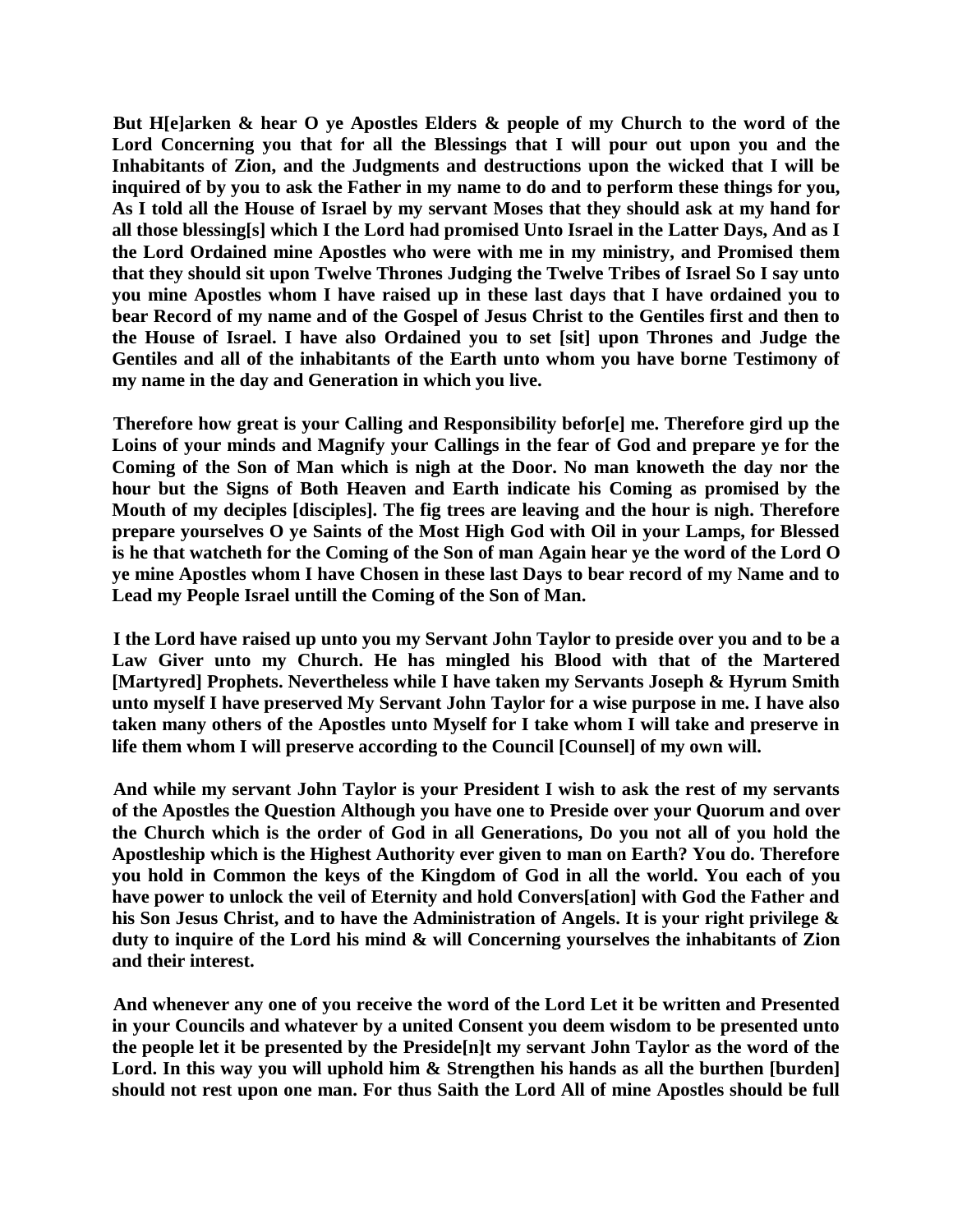**But H[e]arken & hear O ye Apostles Elders & people of my Church to the word of the Lord Concerning you that for all the Blessings that I will pour out upon you and the Inhabitants of Zion, and the Judgments and destructions upon the wicked that I will be inquired of by you to ask the Father in my name to do and to perform these things for you, As I told all the House of Israel by my servant Moses that they should ask at my hand for all those blessing[s] which I the Lord had promised Unto Israel in the Latter Days, And as I the Lord Ordained mine Apostles who were with me in my ministry, and Promised them that they should sit upon Twelve Thrones Judging the Twelve Tribes of Israel So I say unto you mine Apostles whom I have raised up in these last days that I have ordained you to bear Record of my name and of the Gospel of Jesus Christ to the Gentiles first and then to the House of Israel. I have also Ordained you to set [sit] upon Thrones and Judge the Gentiles and all of the inhabitants of the Earth unto whom you have borne Testimony of my name in the day and Generation in which you live.**

**Therefore how great is your Calling and Responsibility befor[e] me. Therefore gird up the Loins of your minds and Magnify your Callings in the fear of God and prepare ye for the Coming of the Son of Man which is nigh at the Door. No man knoweth the day nor the hour but the Signs of Both Heaven and Earth indicate his Coming as promised by the Mouth of my deciples [disciples]. The fig trees are leaving and the hour is nigh. Therefore prepare yourselves O ye Saints of the Most High God with Oil in your Lamps, for Blessed is he that watcheth for the Coming of the Son of man Again hear ye the word of the Lord O ye mine Apostles whom I have Chosen in these last Days to bear record of my Name and to Lead my People Israel untill the Coming of the Son of Man.**

**I the Lord have raised up unto you my Servant John Taylor to preside over you and to be a Law Giver unto my Church. He has mingled his Blood with that of the Martered [Martyred] Prophets. Nevertheless while I have taken my Servants Joseph & Hyrum Smith unto myself I have preserved My Servant John Taylor for a wise purpose in me. I have also taken many others of the Apostles unto Myself for I take whom I will take and preserve in life them whom I will preserve according to the Council [Counsel] of my own will.**

**And while my servant John Taylor is your President I wish to ask the rest of my servants of the Apostles the Question Although you have one to Preside over your Quorum and over the Church which is the order of God in all Generations, Do you not all of you hold the Apostleship which is the Highest Authority ever given to man on Earth? You do. Therefore you hold in Common the keys of the Kingdom of God in all the world. You each of you have power to unlock the veil of Eternity and hold Convers[ation] with God the Father and his Son Jesus Christ, and to have the Administration of Angels. It is your right privilege & duty to inquire of the Lord his mind & will Concerning yourselves the inhabitants of Zion and their interest.**

**And whenever any one of you receive the word of the Lord Let it be written and Presented in your Councils and whatever by a united Consent you deem wisdom to be presented unto the people let it be presented by the Preside[n]t my servant John Taylor as the word of the Lord. In this way you will uphold him & Strengthen his hands as all the burthen [burden] should not rest upon one man. For thus Saith the Lord All of mine Apostles should be full**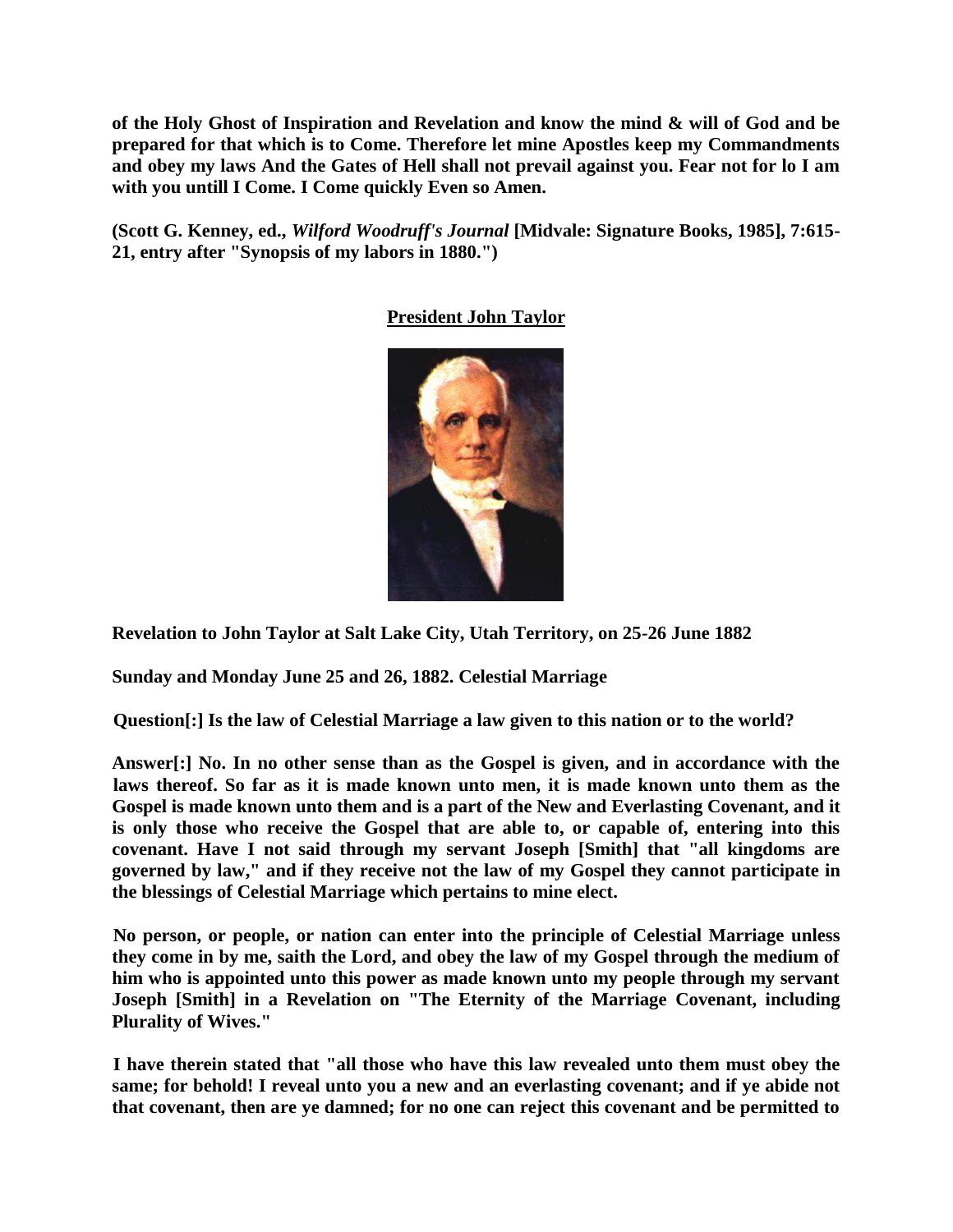**of the Holy Ghost of Inspiration and Revelation and know the mind & will of God and be prepared for that which is to Come. Therefore let mine Apostles keep my Commandments and obey my laws And the Gates of Hell shall not prevail against you. Fear not for lo I am with you untill I Come. I Come quickly Even so Amen.**

**(Scott G. Kenney, ed., *Wilford Woodruff's Journal* [Midvale: Signature Books, 1985], 7:615-21, entry after "Synopsis of my labors in 1880.")**

## President John Taylor

**Revelation to John Taylor at Salt Lake City, Utah Territory, on 25-26 June 1882**

**Sunday and Monday June 25 and 26, 1882. Celestial Marriage**

**Question[:] Is the law of Celestial Marriage a law given to this nation or to the world?**

**Answer[:] No. In no other sense than as the Gospel is given, and in accordance with the laws thereof. So far as it is made known unto men, it is made known unto them as the Gospel is made known unto them and is a part of the New and Everlasting Covenant, and it is only those who receive the Gospel that are able to, or capable of, entering into this covenant. Have I not said through my servant Joseph [Smith] that "all kingdoms are governed by law," and if they receive not the law of my Gospel they cannot participate in the blessings of Celestial Marriage which pertains to mine elect.**

**No person, or people, or nation can enter into the principle of Celestial Marriage unless they come in by me, saith the Lord, and obey the law of my Gospel through the medium of him who is appointed unto this power as made known unto my people through my servant Joseph [Smith] in a Revelation on "The Eternity of the Marriage Covenant, including Plurality of Wives."**

**I have therein stated that "all those who have this law revealed unto them must obey the same; for behold! I reveal unto you a new and an everlasting covenant; and if ye abide not that covenant, then are ye damned; for no one can reject this covenant and be permitted to**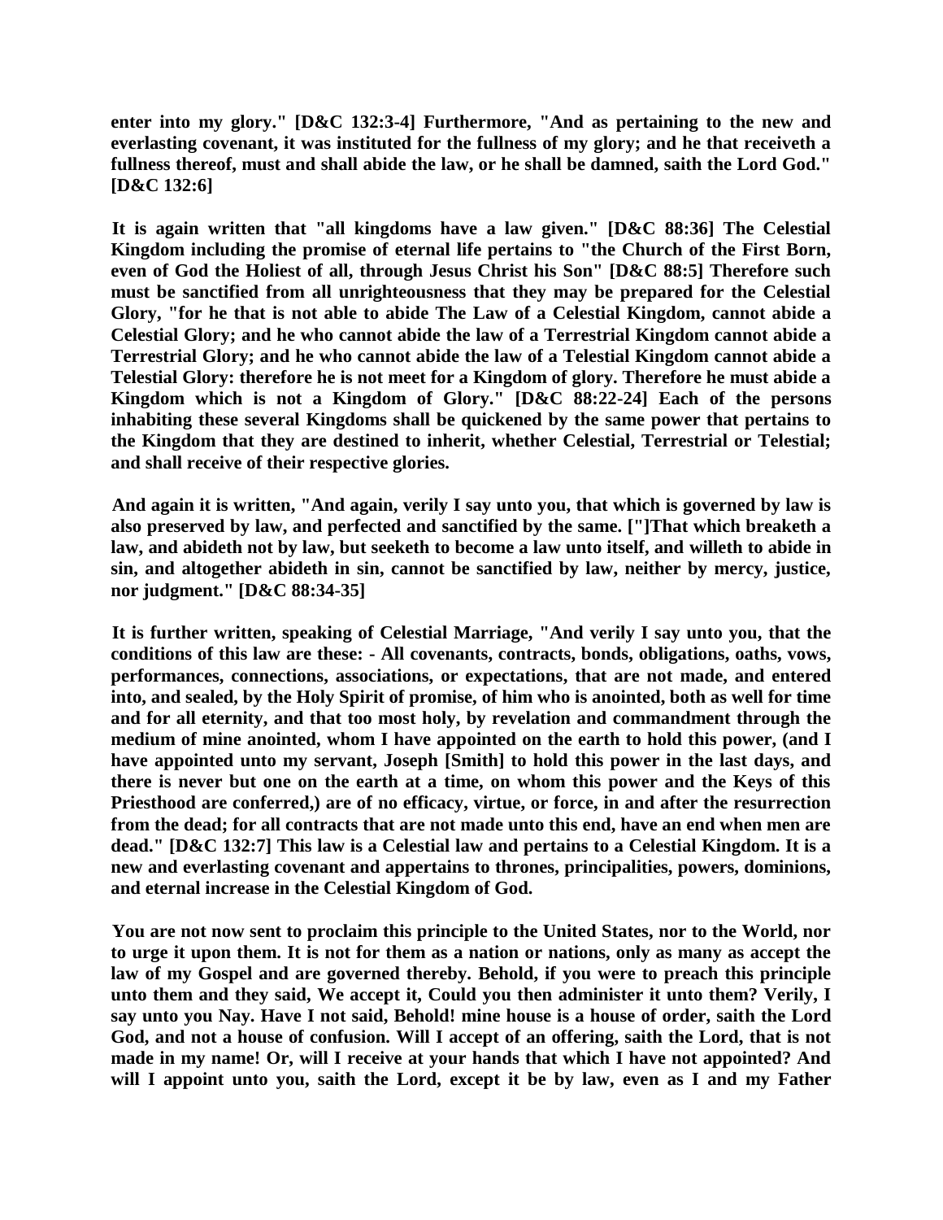**enter into my glory." [D&C 132:3-4] Furthermore, "And as pertaining to the new and everlasting covenant, it was instituted for the fullness of my glory; and he that receiveth a fullness thereof, must and shall abide the law, or he shall be damned, saith the Lord God." [D&C 132:6]**

**It is again written that "all kingdoms have a law given." [D&C 88:36] The Celestial Kingdom including the promise of eternal life pertains to "the Church of the First Born, even of God the Holiest of all, through Jesus Christ his Son" [D&C 88:5] Therefore such must be sanctified from all unrighteousness that they may be prepared for the Celestial Glory, "for he that is not able to abide The Law of a Celestial Kingdom, cannot abide a Celestial Glory; and he who cannot abide the law of a Terrestrial Kingdom cannot abide a Terrestrial Glory; and he who cannot abide the law of a Telestial Kingdom cannot abide a Telestial Glory: therefore he is not meet for a Kingdom of glory. Therefore he must abide a Kingdom which is not a Kingdom of Glory." [D&C 88:22-24] Each of the persons inhabiting these several Kingdoms shall be quickened by the same power that pertains to the Kingdom that they are destined to inherit, whether Celestial, Terrestrial or Telestial; and shall receive of their respective glories.**

**And again it is written, "And again, verily I say unto you, that which is governed by law is also preserved by law, and perfected and sanctified by the same. ["]That which breaketh a law, and abideth not by law, but seeketh to become a law unto itself, and willeth to abide in sin, and altogether abideth in sin, cannot be sanctified by law, neither by mercy, justice, nor judgment." [D&C 88:34-35]**

**It is further written, speaking of Celestial Marriage, "And verily I say unto you, that the conditions of this law are these: - All covenants, contracts, bonds, obligations, oaths, vows, performances, connections, associations, or expectations, that are not made, and entered into, and sealed, by the Holy Spirit of promise, of him who is anointed, both as well for time and for all eternity, and that too most holy, by revelation and commandment through the medium of mine anointed, whom I have appointed on the earth to hold this power, (and I have appointed unto my servant, Joseph [Smith] to hold this power in the last days, and there is never but one on the earth at a time, on whom this power and the Keys of this Priesthood are conferred,) are of no efficacy, virtue, or force, in and after the resurrection from the dead; for all contracts that are not made unto this end, have an end when men are dead." [D&C 132:7] This law is a Celestial law and pertains to a Celestial Kingdom. It is a new and everlasting covenant and appertains to thrones, principalities, powers, dominions, and eternal increase in the Celestial Kingdom of God.**

**You are not now sent to proclaim this principle to the United States, nor to the World, nor to urge it upon them. It is not for them as a nation or nations, only as many as accept the law of my Gospel and are governed thereby. Behold, if you were to preach this principle unto them and they said, We accept it, Could you then administer it unto them? Verily, I say unto you Nay. Have I not said, Behold! mine house is a house of order, saith the Lord God, and not a house of confusion. Will I accept of an offering, saith the Lord, that is not made in my name! Or, will I receive at your hands that which I have not appointed? And will I appoint unto you, saith the Lord, except it be by law, even as I and my Father**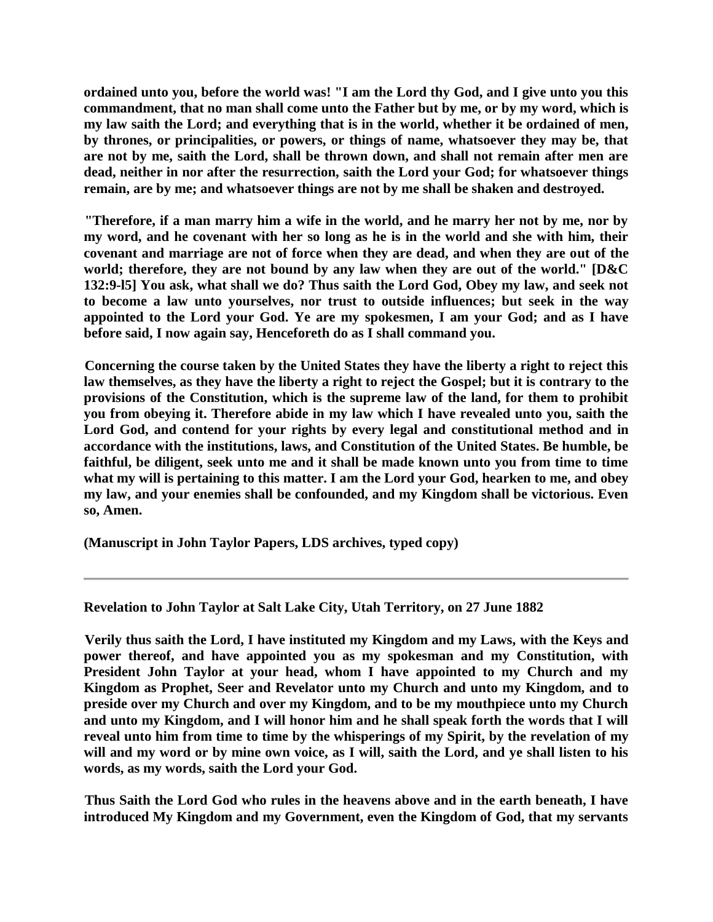**ordained unto you, before the world was! "I am the Lord thy God, and I give unto you this commandment, that no man shall come unto the Father but by me, or by my word, which is my law saith the Lord; and everything that is in the world, whether it be ordained of men, by thrones, or principalities, or powers, or things of name, whatsoever they may be, that are not by me, saith the Lord, shall be thrown down, and shall not remain after men are dead, neither in nor after the resurrection, saith the Lord your God; for whatsoever things remain, are by me; and whatsoever things are not by me shall be shaken and destroyed.**

**"Therefore, if a man marry him a wife in the world, and he marry her not by me, nor by my word, and he covenant with her so long as he is in the world and she with him, their covenant and marriage are not of force when they are dead, and when they are out of the world; therefore, they are not bound by any law when they are out of the world." [D&C 132:9-l5] You ask, what shall we do? Thus saith the Lord God, Obey my law, and seek not to become a law unto yourselves, nor trust to outside influences; but seek in the way appointed to the Lord your God. Ye are my spokesmen, I am your God; and as I have before said, I now again say, Henceforeth do as I shall command you.**

**Concerning the course taken by the United States they have the liberty a right to reject this law themselves, as they have the liberty a right to reject the Gospel; but it is contrary to the provisions of the Constitution, which is the supreme law of the land, for them to prohibit you from obeying it. Therefore abide in my law which I have revealed unto you, saith the Lord God, and contend for your rights by every legal and constitutional method and in accordance with the institutions, laws, and Constitution of the United States. Be humble, be faithful, be diligent, seek unto me and it shall be made known unto you from time to time what my will is pertaining to this matter. I am the Lord your God, hearken to me, and obey my law, and your enemies shall be confounded, and my Kingdom shall be victorious. Even so, Amen.**

**(Manuscript in John Taylor Papers, LDS archives, typed copy)**

---

**Revelation to John Taylor at Salt Lake City, Utah Territory, on 27 June 1882**

**Verily thus saith the Lord, I have instituted my Kingdom and my Laws, with the Keys and power thereof, and have appointed you as my spokesman and my Constitution, with President John Taylor at your head, whom I have appointed to my Church and my Kingdom as Prophet, Seer and Revelator unto my Church and unto my Kingdom, and to preside over my Church and over my Kingdom, and to be my mouthpiece unto my Church and unto my Kingdom, and I will honor him and he shall speak forth the words that I will reveal unto him from time to time by the whisperings of my Spirit, by the revelation of my will and my word or by mine own voice, as I will, saith the Lord, and ye shall listen to his words, as my words, saith the Lord your God.**

**Thus Saith the Lord God who rules in the heavens above and in the earth beneath, I have introduced My Kingdom and my Government, even the Kingdom of God, that my servants**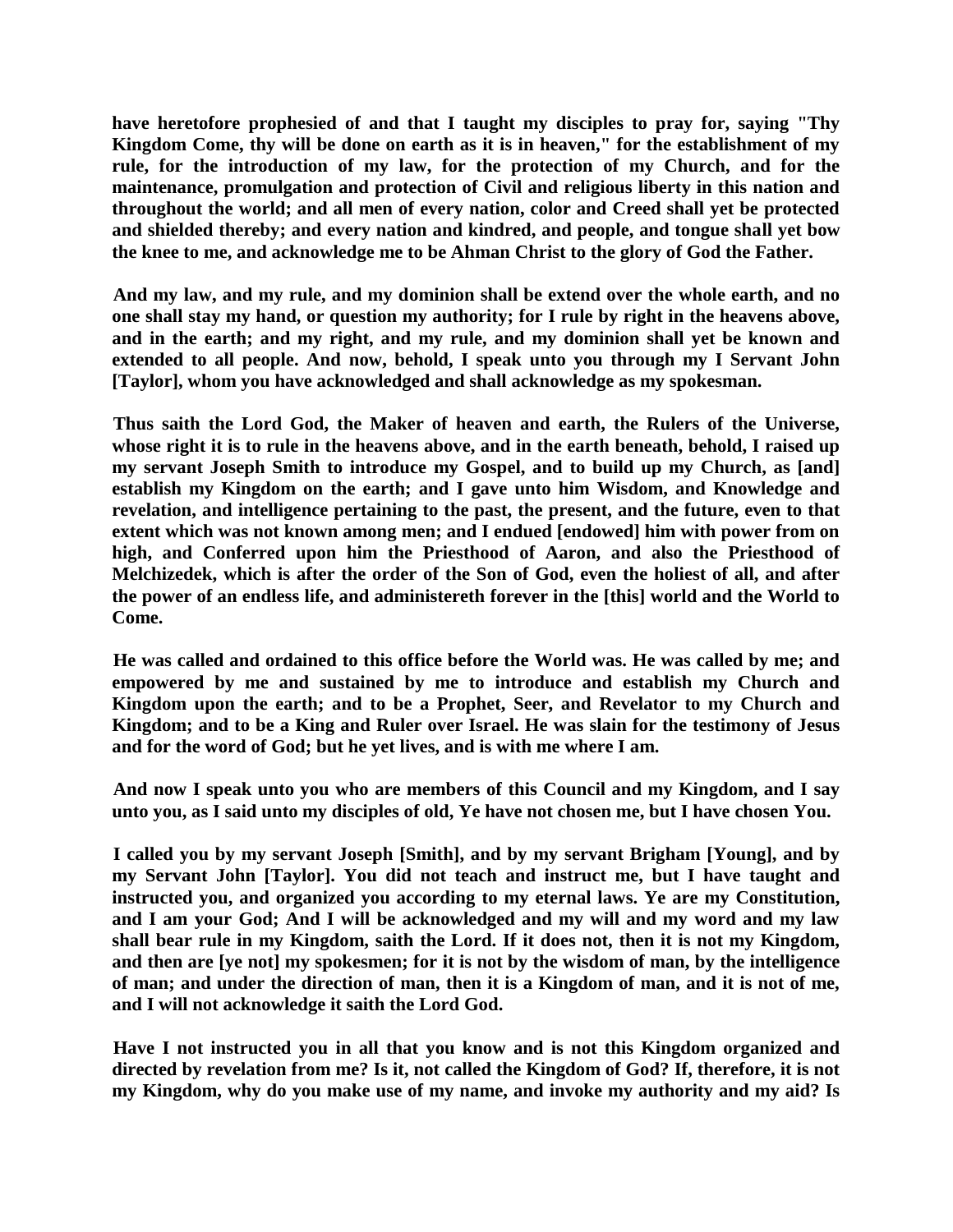**have heretofore prophesied of and that I taught my disciples to pray for, saying "Thy Kingdom Come, thy will be done on earth as it is in heaven," for the establishment of my rule, for the introduction of my law, for the protection of my Church, and for the maintenance, promulgation and protection of Civil and religious liberty in this nation and throughout the world; and all men of every nation, color and Creed shall yet be protected and shielded thereby; and every nation and kindred, and people, and tongue shall yet bow the knee to me, and acknowledge me to be Ahman Christ to the glory of God the Father.**

**And my law, and my rule, and my dominion shall be extend over the whole earth, and no one shall stay my hand, or question my authority; for I rule by right in the heavens above, and in the earth; and my right, and my rule, and my dominion shall yet be known and extended to all people. And now, behold, I speak unto you through my I Servant John [Taylor], whom you have acknowledged and shall acknowledge as my spokesman.**

**Thus saith the Lord God, the Maker of heaven and earth, the Rulers of the Universe, whose right it is to rule in the heavens above, and in the earth beneath, behold, I raised up my servant Joseph Smith to introduce my Gospel, and to build up my Church, as [and] establish my Kingdom on the earth; and I gave unto him Wisdom, and Knowledge and revelation, and intelligence pertaining to the past, the present, and the future, even to that extent which was not known among men; and I endued [endowed] him with power from on high, and Conferred upon him the Priesthood of Aaron, and also the Priesthood of Melchizedek, which is after the order of the Son of God, even the holiest of all, and after the power of an endless life, and administereth forever in the [this] world and the World to Come.**

**He was called and ordained to this office before the World was. He was called by me; and empowered by me and sustained by me to introduce and establish my Church and Kingdom upon the earth; and to be a Prophet, Seer, and Revelator to my Church and Kingdom; and to be a King and Ruler over Israel. He was slain for the testimony of Jesus and for the word of God; but he yet lives, and is with me where I am.**

**And now I speak unto you who are members of this Council and my Kingdom, and I say unto you, as I said unto my disciples of old, Ye have not chosen me, but I have chosen You.**

**I called you by my servant Joseph [Smith], and by my servant Brigham [Young], and by my Servant John [Taylor]. You did not teach and instruct me, but I have taught and instructed you, and organized you according to my eternal laws. Ye are my Constitution, and I am your God; And I will be acknowledged and my will and my word and my law shall bear rule in my Kingdom, saith the Lord. If it does not, then it is not my Kingdom, and then are [ye not] my spokesmen; for it is not by the wisdom of man, by the intelligence of man; and under the direction of man, then it is a Kingdom of man, and it is not of me, and I will not acknowledge it saith the Lord God.**

**Have I not instructed you in all that you know and is not this Kingdom organized and directed by revelation from me? Is it, not called the Kingdom of God? If, therefore, it is not my Kingdom, why do you make use of my name, and invoke my authority and my aid? Is**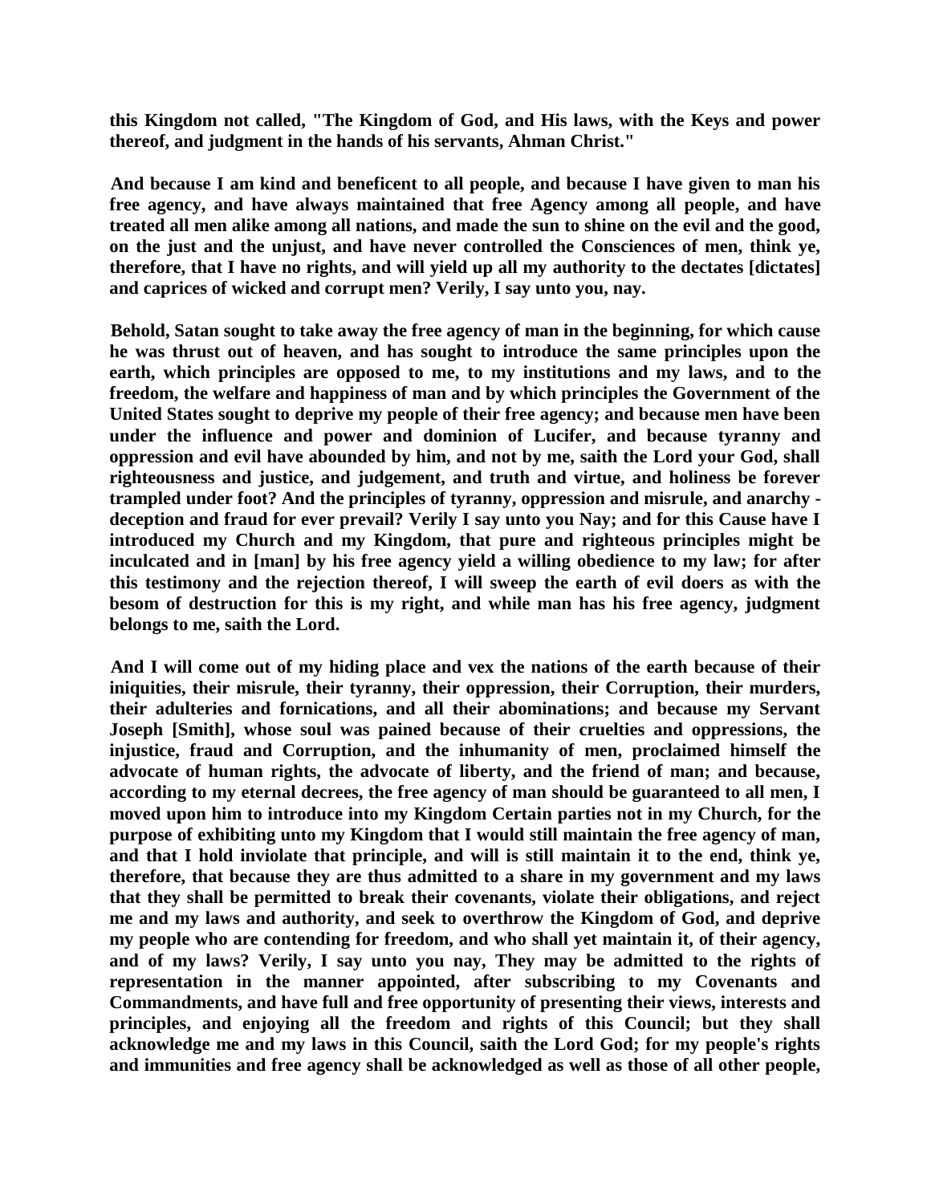**this Kingdom not called, "The Kingdom of God, and His laws, with the Keys and power thereof, and judgment in the hands of his servants, Ahman Christ."**

**And because I am kind and beneficent to all people, and because I have given to man his free agency, and have always maintained that free Agency among all people, and have treated all men alike among all nations, and made the sun to shine on the evil and the good, on the just and the unjust, and have never controlled the Consciences of men, think ye, therefore, that I have no rights, and will yield up all my authority to the dectates [dictates] and caprices of wicked and corrupt men? Verily, I say unto you, nay.**

**Behold, Satan sought to take away the free agency of man in the beginning, for which cause he was thrust out of heaven, and has sought to introduce the same principles upon the earth, which principles are opposed to me, to my institutions and my laws, and to the freedom, the welfare and happiness of man and by which principles the Government of the United States sought to deprive my people of their free agency; and because men have been under the influence and power and dominion of Lucifer, and because tyranny and oppression and evil have abounded by him, and not by me, saith the Lord your God, shall righteousness and justice, and judgement, and truth and virtue, and holiness be forever trampled under foot? And the principles of tyranny, oppression and misrule, and anarchy - deception and fraud for ever prevail? Verily I say unto you Nay; and for this Cause have I introduced my Church and my Kingdom, that pure and righteous principles might be inculcated and in [man] by his free agency yield a willing obedience to my law; for after this testimony and the rejection thereof, I will sweep the earth of evil doers as with the besom of destruction for this is my right, and while man has his free agency, judgment belongs to me, saith the Lord.**

**And I will come out of my hiding place and vex the nations of the earth because of their iniquities, their misrule, their tyranny, their oppression, their Corruption, their murders, their adulteries and fornications, and all their abominations; and because my Servant Joseph [Smith], whose soul was pained because of their cruelties and oppressions, the injustice, fraud and Corruption, and the inhumanity of men, proclaimed himself the advocate of human rights, the advocate of liberty, and the friend of man; and because, according to my eternal decrees, the free agency of man should be guaranteed to all men, I moved upon him to introduce into my Kingdom Certain parties not in my Church, for the purpose of exhibiting unto my Kingdom that I would still maintain the free agency of man, and that I hold inviolate that principle, and will is still maintain it to the end, think ye, therefore, that because they are thus admitted to a share in my government and my laws that they shall be permitted to break their covenants, violate their obligations, and reject me and my laws and authority, and seek to overthrow the Kingdom of God, and deprive my people who are contending for freedom, and who shall yet maintain it, of their agency, and of my laws? Verily, I say unto you nay, They may be admitted to the rights of representation in the manner appointed, after subscribing to my Covenants and Commandments, and have full and free opportunity of presenting their views, interests and principles, and enjoying all the freedom and rights of this Council; but they shall acknowledge me and my laws in this Council, saith the Lord God; for my people's rights and immunities and free agency shall be acknowledged as well as those of all other people,**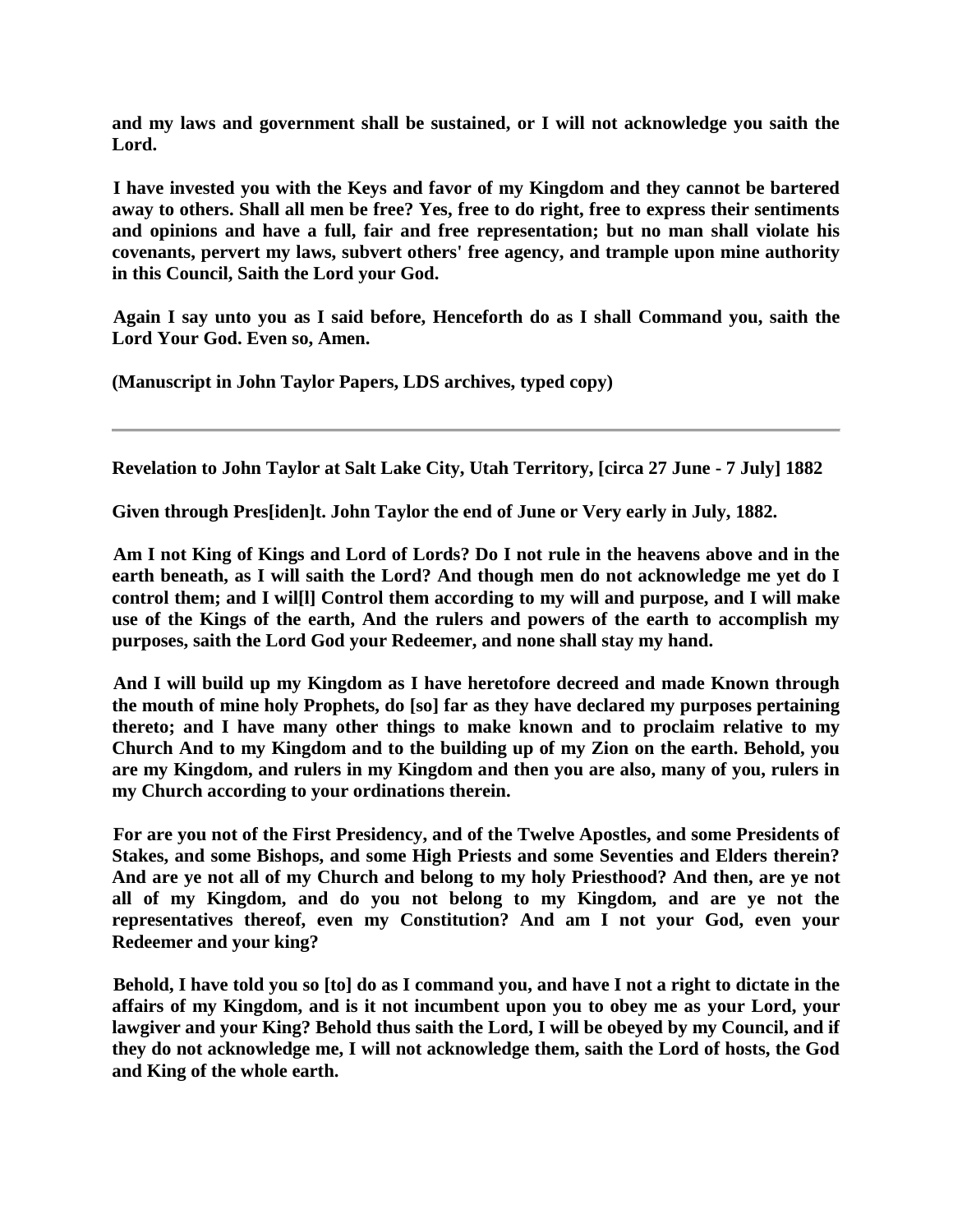**and my laws and government shall be sustained, or I will not acknowledge you saith the Lord.**

**I have invested you with the Keys and favor of my Kingdom and they cannot be bartered away to others. Shall all men be free? Yes, free to do right, free to express their sentiments and opinions and have a full, fair and free representation; but no man shall violate his covenants, pervert my laws, subvert others' free agency, and trample upon mine authority in this Council, Saith the Lord your God.**

**Again I say unto you as I said before, Henceforth do as I shall Command you, saith the Lord Your God. Even so, Amen.**

**(Manuscript in John Taylor Papers, LDS archives, typed copy)**

---

**Revelation to John Taylor at Salt Lake City, Utah Territory, [circa 27 June - 7 July] 1882**

**Given through Pres[iden]t. John Taylor the end of June or Very early in July, 1882.**

**Am I not King of Kings and Lord of Lords? Do I not rule in the heavens above and in the earth beneath, as I will saith the Lord? And though men do not acknowledge me yet do I control them; and I wil[l] Control them according to my will and purpose, and I will make use of the Kings of the earth, And the rulers and powers of the earth to accomplish my purposes, saith the Lord God your Redeemer, and none shall stay my hand.**

**And I will build up my Kingdom as I have heretofore decreed and made Known through the mouth of mine holy Prophets, do [so] far as they have declared my purposes pertaining thereto; and I have many other things to make known and to proclaim relative to my Church And to my Kingdom and to the building up of my Zion on the earth. Behold, you are my Kingdom, and rulers in my Kingdom and then you are also, many of you, rulers in my Church according to your ordinations therein.**

**For are you not of the First Presidency, and of the Twelve Apostles, and some Presidents of Stakes, and some Bishops, and some High Priests and some Seventies and Elders therein? And are ye not all of my Church and belong to my holy Priesthood? And then, are ye not all of my Kingdom, and do you not belong to my Kingdom, and are ye not the representatives thereof, even my Constitution? And am I not your God, even your Redeemer and your king?**

**Behold, I have told you so [to] do as I command you, and have I not a right to dictate in the affairs of my Kingdom, and is it not incumbent upon you to obey me as your Lord, your lawgiver and your King? Behold thus saith the Lord, I will be obeyed by my Council, and if they do not acknowledge me, I will not acknowledge them, saith the Lord of hosts, the God and King of the whole earth.**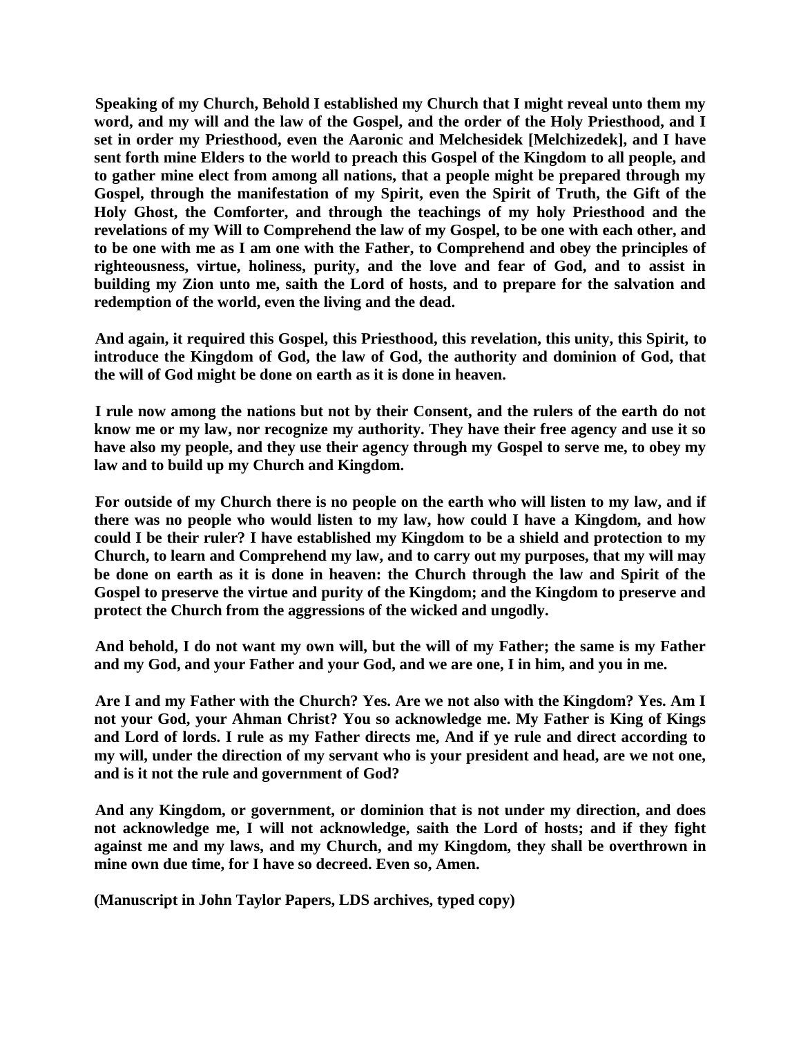**Speaking of my Church, Behold I established my Church that I might reveal unto them my word, and my will and the law of the Gospel, and the order of the Holy Priesthood, and I set in order my Priesthood, even the Aaronic and Melchesidek [Melchizedek], and I have sent forth mine Elders to the world to preach this Gospel of the Kingdom to all people, and to gather mine elect from among all nations, that a people might be prepared through my Gospel, through the manifestation of my Spirit, even the Spirit of Truth, the Gift of the Holy Ghost, the Comforter, and through the teachings of my holy Priesthood and the revelations of my Will to Comprehend the law of my Gospel, to be one with each other, and to be one with me as I am one with the Father, to Comprehend and obey the principles of righteousness, virtue, holiness, purity, and the love and fear of God, and to assist in building my Zion unto me, saith the Lord of hosts, and to prepare for the salvation and redemption of the world, even the living and the dead.**

**And again, it required this Gospel, this Priesthood, this revelation, this unity, this Spirit, to introduce the Kingdom of God, the law of God, the authority and dominion of God, that the will of God might be done on earth as it is done in heaven.**

**I rule now among the nations but not by their Consent, and the rulers of the earth do not know me or my law, nor recognize my authority. They have their free agency and use it so have also my people, and they use their agency through my Gospel to serve me, to obey my law and to build up my Church and Kingdom.**

**For outside of my Church there is no people on the earth who will listen to my law, and if there was no people who would listen to my law, how could I have a Kingdom, and how could I be their ruler? I have established my Kingdom to be a shield and protection to my Church, to learn and Comprehend my law, and to carry out my purposes, that my will may be done on earth as it is done in heaven: the Church through the law and Spirit of the Gospel to preserve the virtue and purity of the Kingdom; and the Kingdom to preserve and protect the Church from the aggressions of the wicked and ungodly.**

**And behold, I do not want my own will, but the will of my Father; the same is my Father and my God, and your Father and your God, and we are one, I in him, and you in me.**

**Are I and my Father with the Church? Yes. Are we not also with the Kingdom? Yes. Am I not your God, your Ahman Christ? You so acknowledge me. My Father is King of Kings and Lord of lords. I rule as my Father directs me, And if ye rule and direct according to my will, under the direction of my servant who is your president and head, are we not one, and is it not the rule and government of God?**

**And any Kingdom, or government, or dominion that is not under my direction, and does not acknowledge me, I will not acknowledge, saith the Lord of hosts; and if they fight against me and my laws, and my Church, and my Kingdom, they shall be overthrown in mine own due time, for I have so decreed. Even so, Amen.**

**(Manuscript in John Taylor Papers, LDS archives, typed copy)**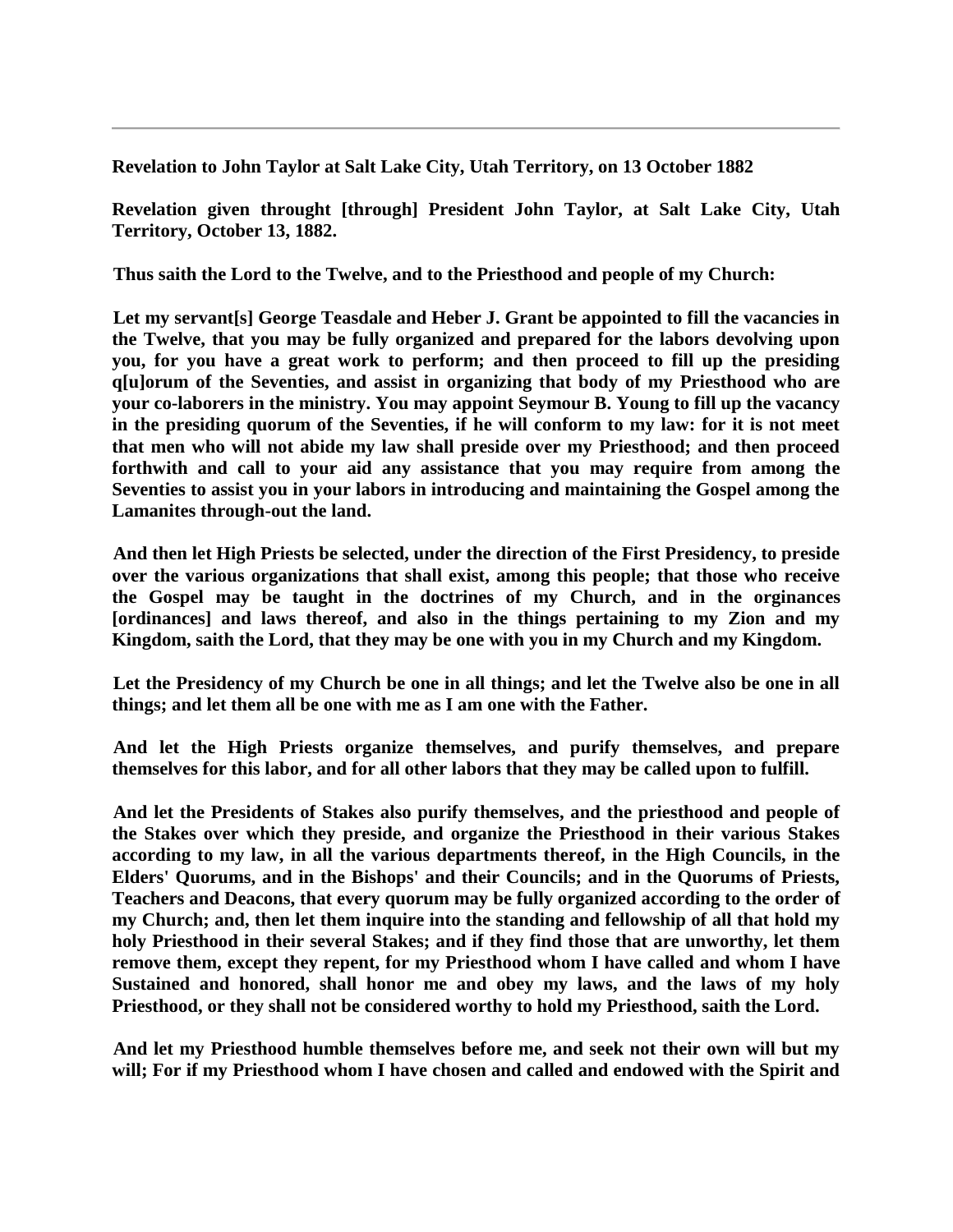---

**Revelation to John Taylor at Salt Lake City, Utah Territory, on 13 October 1882**

**Revelation given throught [through] President John Taylor, at Salt Lake City, Utah Territory, October 13, 1882.**

**Thus saith the Lord to the Twelve, and to the Priesthood and people of my Church:**

**Let my servant[s] George Teasdale and Heber J. Grant be appointed to fill the vacancies in the Twelve, that you may be fully organized and prepared for the labors devolving upon you, for you have a great work to perform; and then proceed to fill up the presiding q[u]orum of the Seventies, and assist in organizing that body of my Priesthood who are your co-laborers in the ministry. You may appoint Seymour B. Young to fill up the vacancy in the presiding quorum of the Seventies, if he will conform to my law: for it is not meet that men who will not abide my law shall preside over my Priesthood; and then proceed forthwith and call to your aid any assistance that you may require from among the Seventies to assist you in your labors in introducing and maintaining the Gospel among the Lamanites through-out the land.**

**And then let High Priests be selected, under the direction of the First Presidency, to preside over the various organizations that shall exist, among this people; that those who receive the Gospel may be taught in the doctrines of my Church, and in the orginances [ordinances] and laws thereof, and also in the things pertaining to my Zion and my Kingdom, saith the Lord, that they may be one with you in my Church and my Kingdom.**

**Let the Presidency of my Church be one in all things; and let the Twelve also be one in all things; and let them all be one with me as I am one with the Father.**

**And let the High Priests organize themselves, and purify themselves, and prepare themselves for this labor, and for all other labors that they may be called upon to fulfill.**

**And let the Presidents of Stakes also purify themselves, and the priesthood and people of the Stakes over which they preside, and organize the Priesthood in their various Stakes according to my law, in all the various departments thereof, in the High Councils, in the Elders' Quorums, and in the Bishops' and their Councils; and in the Quorums of Priests, Teachers and Deacons, that every quorum may be fully organized according to the order of my Church; and, then let them inquire into the standing and fellowship of all that hold my holy Priesthood in their several Stakes; and if they find those that are unworthy, let them remove them, except they repent, for my Priesthood whom I have called and whom I have Sustained and honored, shall honor me and obey my laws, and the laws of my holy Priesthood, or they shall not be considered worthy to hold my Priesthood, saith the Lord.**

**And let my Priesthood humble themselves before me, and seek not their own will but my will; For if my Priesthood whom I have chosen and called and endowed with the Spirit and**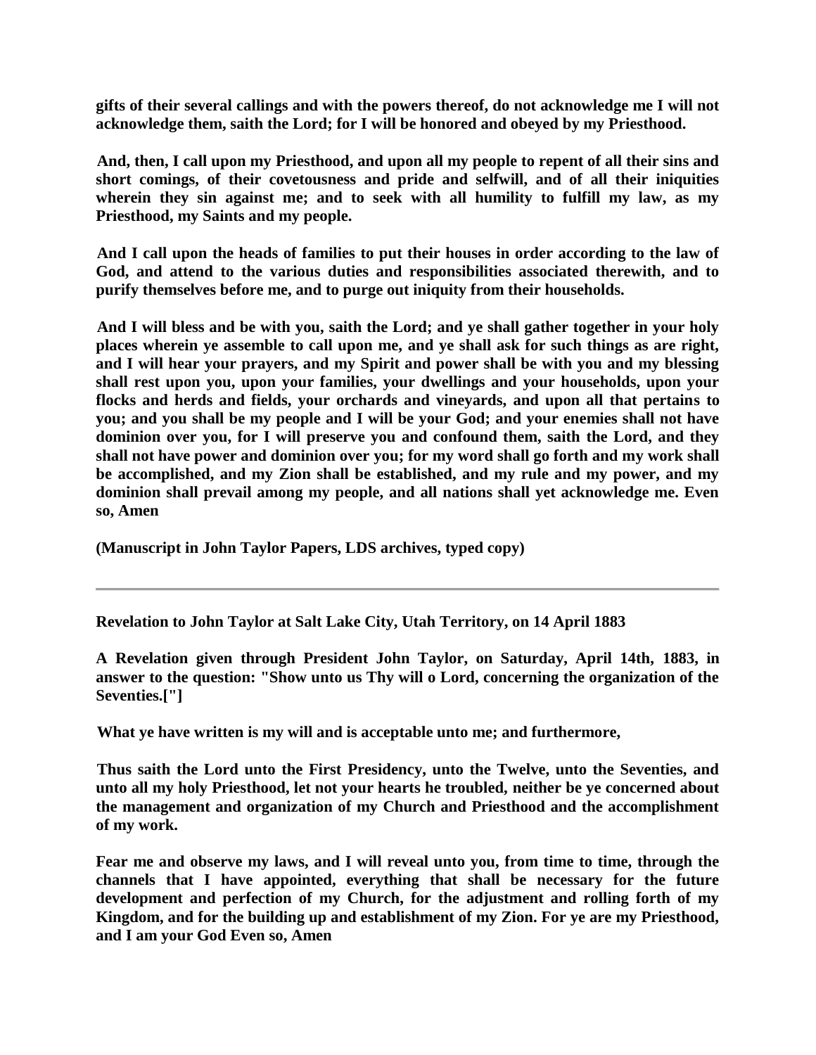**gifts of their several callings and with the powers thereof, do not acknowledge me I will not acknowledge them, saith the Lord; for I will be honored and obeyed by my Priesthood.**

**And, then, I call upon my Priesthood, and upon all my people to repent of all their sins and short comings, of their covetousness and pride and selfwill, and of all their iniquities wherein they sin against me; and to seek with all humility to fulfill my law, as my Priesthood, my Saints and my people.**

**And I call upon the heads of families to put their houses in order according to the law of God, and attend to the various duties and responsibilities associated therewith, and to purify themselves before me, and to purge out iniquity from their households.**

**And I will bless and be with you, saith the Lord; and ye shall gather together in your holy places wherein ye assemble to call upon me, and ye shall ask for such things as are right, and I will hear your prayers, and my Spirit and power shall be with you and my blessing shall rest upon you, upon your families, your dwellings and your households, upon your flocks and herds and fields, your orchards and vineyards, and upon all that pertains to you; and you shall be my people and I will be your God; and your enemies shall not have dominion over you, for I will preserve you and confound them, saith the Lord, and they shall not have power and dominion over you; for my word shall go forth and my work shall be accomplished, and my Zion shall be established, and my rule and my power, and my dominion shall prevail among my people, and all nations shall yet acknowledge me. Even so, Amen**

**(Manuscript in John Taylor Papers, LDS archives, typed copy)**

---

**Revelation to John Taylor at Salt Lake City, Utah Territory, on 14 April 1883**

**A Revelation given through President John Taylor, on Saturday, April 14th, 1883, in answer to the question: "Show unto us Thy will o Lord, concerning the organization of the Seventies.["]**

**What ye have written is my will and is acceptable unto me; and furthermore,**

**Thus saith the Lord unto the First Presidency, unto the Twelve, unto the Seventies, and unto all my holy Priesthood, let not your hearts he troubled, neither be ye concerned about the management and organization of my Church and Priesthood and the accomplishment of my work.**

**Fear me and observe my laws, and I will reveal unto you, from time to time, through the channels that I have appointed, everything that shall be necessary for the future development and perfection of my Church, for the adjustment and rolling forth of my Kingdom, and for the building up and establishment of my Zion. For ye are my Priesthood, and I am your God Even so, Amen**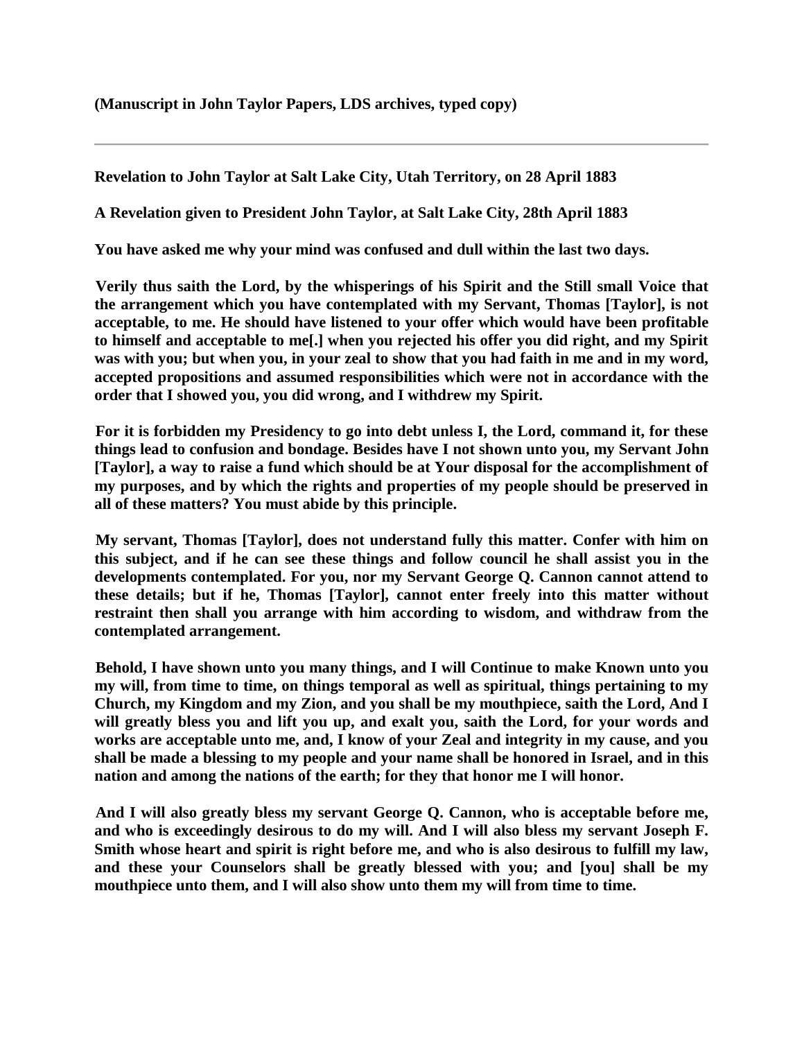**(Manuscript in John Taylor Papers, LDS archives, typed copy)**

---

**Revelation to John Taylor at Salt Lake City, Utah Territory, on 28 April 1883**

**A Revelation given to President John Taylor, at Salt Lake City, 28th April 1883**

**You have asked me why your mind was confused and dull within the last two days.**

**Verily thus saith the Lord, by the whisperings of his Spirit and the Still small Voice that the arrangement which you have contemplated with my Servant, Thomas [Taylor], is not acceptable, to me. He should have listened to your offer which would have been profitable to himself and acceptable to me[.] when you rejected his offer you did right, and my Spirit was with you; but when you, in your zeal to show that you had faith in me and in my word, accepted propositions and assumed responsibilities which were not in accordance with the order that I showed you, you did wrong, and I withdrew my Spirit.**

**For it is forbidden my Presidency to go into debt unless I, the Lord, command it, for these things lead to confusion and bondage. Besides have I not shown unto you, my Servant John [Taylor], a way to raise a fund which should be at Your disposal for the accomplishment of my purposes, and by which the rights and properties of my people should be preserved in all of these matters? You must abide by this principle.**

**My servant, Thomas [Taylor], does not understand fully this matter. Confer with him on this subject, and if he can see these things and follow council he shall assist you in the developments contemplated. For you, nor my Servant George Q. Cannon cannot attend to these details; but if he, Thomas [Taylor], cannot enter freely into this matter without restraint then shall you arrange with him according to wisdom, and withdraw from the contemplated arrangement.**

**Behold, I have shown unto you many things, and I will Continue to make Known unto you my will, from time to time, on things temporal as well as spiritual, things pertaining to my Church, my Kingdom and my Zion, and you shall be my mouthpiece, saith the Lord, And I will greatly bless you and lift you up, and exalt you, saith the Lord, for your words and works are acceptable unto me, and, I know of your Zeal and integrity in my cause, and you shall be made a blessing to my people and your name shall be honored in Israel, and in this nation and among the nations of the earth; for they that honor me I will honor.**

**And I will also greatly bless my servant George Q. Cannon, who is acceptable before me, and who is exceedingly desirous to do my will. And I will also bless my servant Joseph F. Smith whose heart and spirit is right before me, and who is also desirous to fulfill my law, and these your Counselors shall be greatly blessed with you; and [you] shall be my mouthpiece unto them, and I will also show unto them my will from time to time.**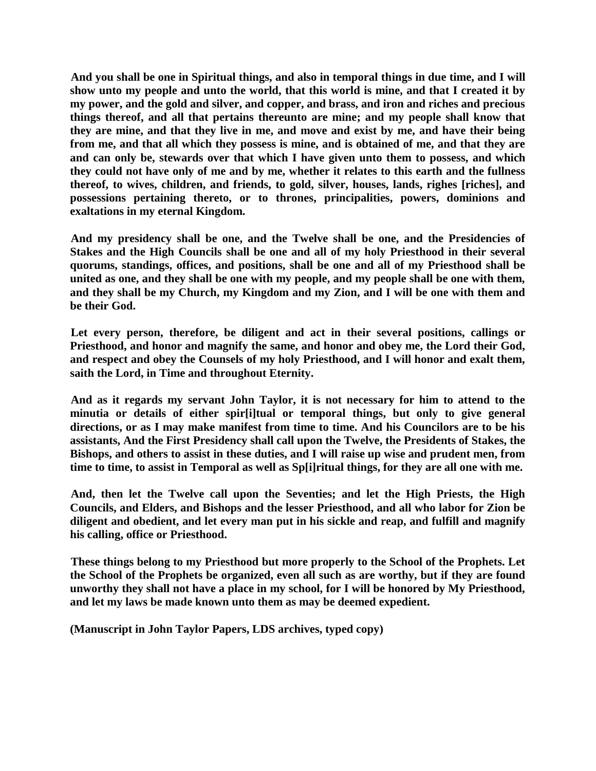**And you shall be one in Spiritual things, and also in temporal things in due time, and I will show unto my people and unto the world, that this world is mine, and that I created it by my power, and the gold and silver, and copper, and brass, and iron and riches and precious things thereof, and all that pertains thereunto are mine; and my people shall know that they are mine, and that they live in me, and move and exist by me, and have their being from me, and that all which they possess is mine, and is obtained of me, and that they are and can only be, stewards over that which I have given unto them to possess, and which they could not have only of me and by me, whether it relates to this earth and the fullness thereof, to wives, children, and friends, to gold, silver, houses, lands, righes [riches], and possessions pertaining thereto, or to thrones, principalities, powers, dominions and exaltations in my eternal Kingdom.**

**And my presidency shall be one, and the Twelve shall be one, and the Presidencies of Stakes and the High Councils shall be one and all of my holy Priesthood in their several quorums, standings, offices, and positions, shall be one and all of my Priesthood shall be united as one, and they shall be one with my people, and my people shall be one with them, and they shall be my Church, my Kingdom and my Zion, and I will be one with them and be their God.**

**Let every person, therefore, be diligent and act in their several positions, callings or Priesthood, and honor and magnify the same, and honor and obey me, the Lord their God, and respect and obey the Counsels of my holy Priesthood, and I will honor and exalt them, saith the Lord, in Time and throughout Eternity.**

**And as it regards my servant John Taylor, it is not necessary for him to attend to the minutia or details of either spir[i]tual or temporal things, but only to give general directions, or as I may make manifest from time to time. And his Councilors are to be his assistants, And the First Presidency shall call upon the Twelve, the Presidents of Stakes, the Bishops, and others to assist in these duties, and I will raise up wise and prudent men, from time to time, to assist in Temporal as well as Sp[i]ritual things, for they are all one with me.**

**And, then let the Twelve call upon the Seventies; and let the High Priests, the High Councils, and Elders, and Bishops and the lesser Priesthood, and all who labor for Zion be diligent and obedient, and let every man put in his sickle and reap, and fulfill and magnify his calling, office or Priesthood.**

**These things belong to my Priesthood but more properly to the School of the Prophets. Let the School of the Prophets be organized, even all such as are worthy, but if they are found unworthy they shall not have a place in my school, for I will be honored by My Priesthood, and let my laws be made known unto them as may be deemed expedient.**

**(Manuscript in John Taylor Papers, LDS archives, typed copy)**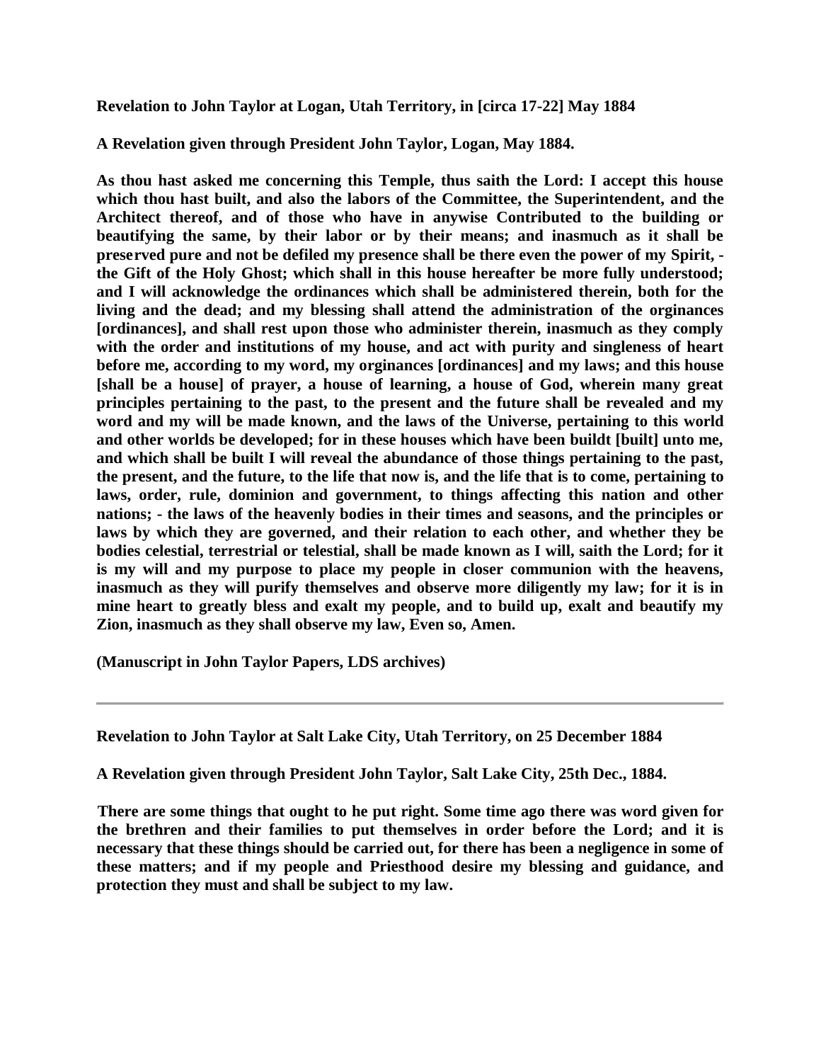**Revelation to John Taylor at Logan, Utah Territory, in [circa 17-22] May 1884**

**A Revelation given through President John Taylor, Logan, May 1884.**

**As thou hast asked me concerning this Temple, thus saith the Lord: I accept this house which thou hast built, and also the labors of the Committee, the Superintendent, and the Architect thereof, and of those who have in anywise Contributed to the building or beautifying the same, by their labor or by their means; and inasmuch as it shall be preserved pure and not be defiled my presence shall be there even the power of my Spirit, - the Gift of the Holy Ghost; which shall in this house hereafter be more fully understood; and I will acknowledge the ordinances which shall be administered therein, both for the living and the dead; and my blessing shall attend the administration of the orginances [ordinances], and shall rest upon those who administer therein, inasmuch as they comply with the order and institutions of my house, and act with purity and singleness of heart before me, according to my word, my orginances [ordinances] and my laws; and this house [shall be a house] of prayer, a house of learning, a house of God, wherein many great principles pertaining to the past, to the present and the future shall be revealed and my word and my will be made known, and the laws of the Universe, pertaining to this world and other worlds be developed; for in these houses which have been buildt [built] unto me, and which shall be built I will reveal the abundance of those things pertaining to the past, the present, and the future, to the life that now is, and the life that is to come, pertaining to laws, order, rule, dominion and government, to things affecting this nation and other nations; - the laws of the heavenly bodies in their times and seasons, and the principles or laws by which they are governed, and their relation to each other, and whether they be bodies celestial, terrestrial or telestial, shall be made known as I will, saith the Lord; for it is my will and my purpose to place my people in closer communion with the heavens, inasmuch as they will purify themselves and observe more diligently my law; for it is in mine heart to greatly bless and exalt my people, and to build up, exalt and beautify my Zion, inasmuch as they shall observe my law, Even so, Amen.**

**(Manuscript in John Taylor Papers, LDS archives)**

---

**Revelation to John Taylor at Salt Lake City, Utah Territory, on 25 December 1884**

**A Revelation given through President John Taylor, Salt Lake City, 25th Dec., 1884.**

**There are some things that ought to he put right. Some time ago there was word given for the brethren and their families to put themselves in order before the Lord; and it is necessary that these things should be carried out, for there has been a negligence in some of these matters; and if my people and Priesthood desire my blessing and guidance, and protection they must and shall be subject to my law.**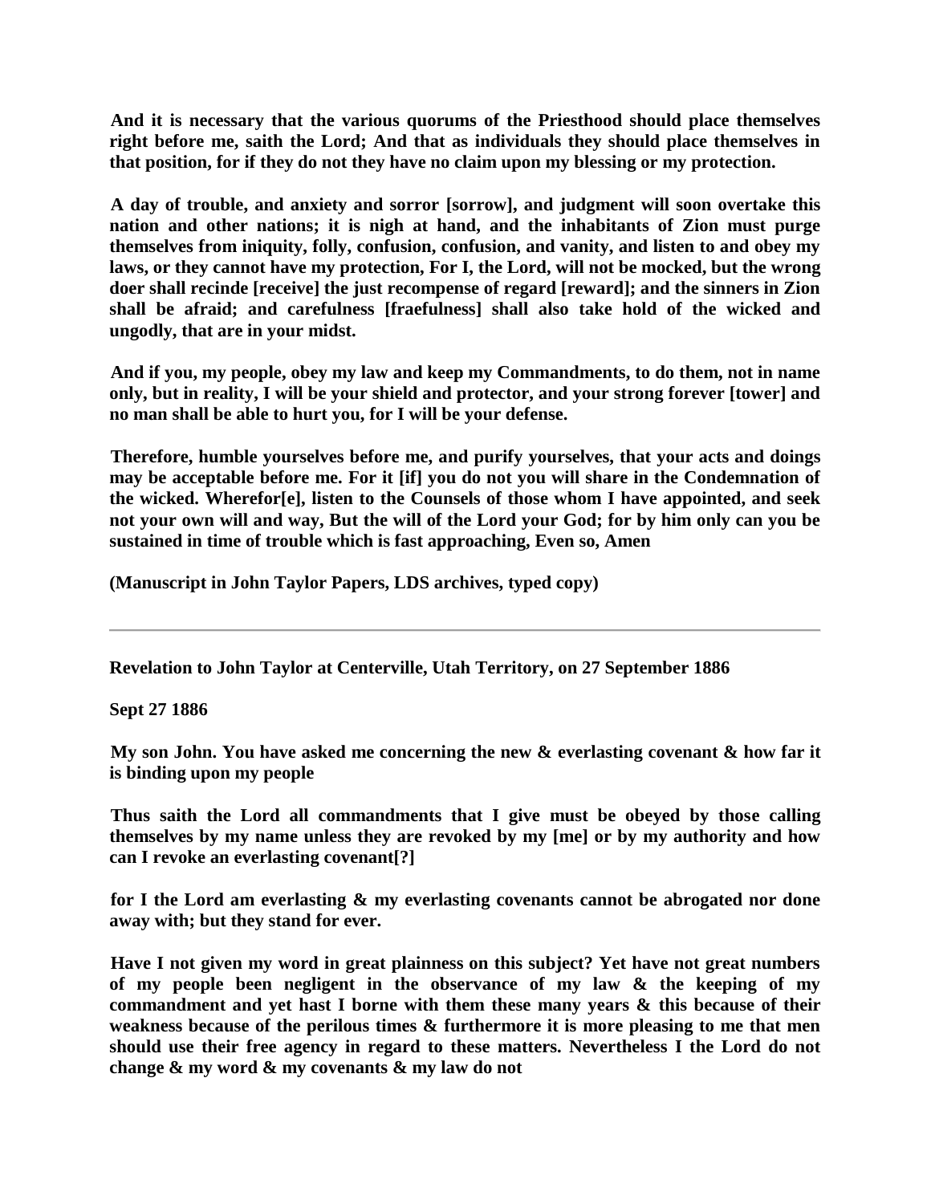**And it is necessary that the various quorums of the Priesthood should place themselves right before me, saith the Lord; And that as individuals they should place themselves in that position, for if they do not they have no claim upon my blessing or my protection.**

**A day of trouble, and anxiety and sorror [sorrow], and judgment will soon overtake this nation and other nations; it is nigh at hand, and the inhabitants of Zion must purge themselves from iniquity, folly, confusion, confusion, and vanity, and listen to and obey my laws, or they cannot have my protection, For I, the Lord, will not be mocked, but the wrong doer shall recinde [receive] the just recompense of regard [reward]; and the sinners in Zion shall be afraid; and carefulness [fraefulness] shall also take hold of the wicked and ungodly, that are in your midst.**

**And if you, my people, obey my law and keep my Commandments, to do them, not in name only, but in reality, I will be your shield and protector, and your strong forever [tower] and no man shall be able to hurt you, for I will be your defense.**

**Therefore, humble yourselves before me, and purify yourselves, that your acts and doings may be acceptable before me. For it [if] you do not you will share in the Condemnation of the wicked. Wherefor[e], listen to the Counsels of those whom I have appointed, and seek not your own will and way, But the will of the Lord your God; for by him only can you be sustained in time of trouble which is fast approaching, Even so, Amen**

**(Manuscript in John Taylor Papers, LDS archives, typed copy)**

---

**Revelation to John Taylor at Centerville, Utah Territory, on 27 September 1886**

**Sept 27 1886**

**My son John. You have asked me concerning the new & everlasting covenant & how far it is binding upon my people**

**Thus saith the Lord all commandments that I give must be obeyed by those calling themselves by my name unless they are revoked by my [me] or by my authority and how can I revoke an everlasting covenant[?]**

**for I the Lord am everlasting & my everlasting covenants cannot be abrogated nor done away with; but they stand for ever.**

**Have I not given my word in great plainness on this subject? Yet have not great numbers of my people been negligent in the observance of my law & the keeping of my commandment and yet hast I borne with them these many years & this because of their weakness because of the perilous times & furthermore it is more pleasing to me that men should use their free agency in regard to these matters. Nevertheless I the Lord do not change & my word & my covenants & my law do not**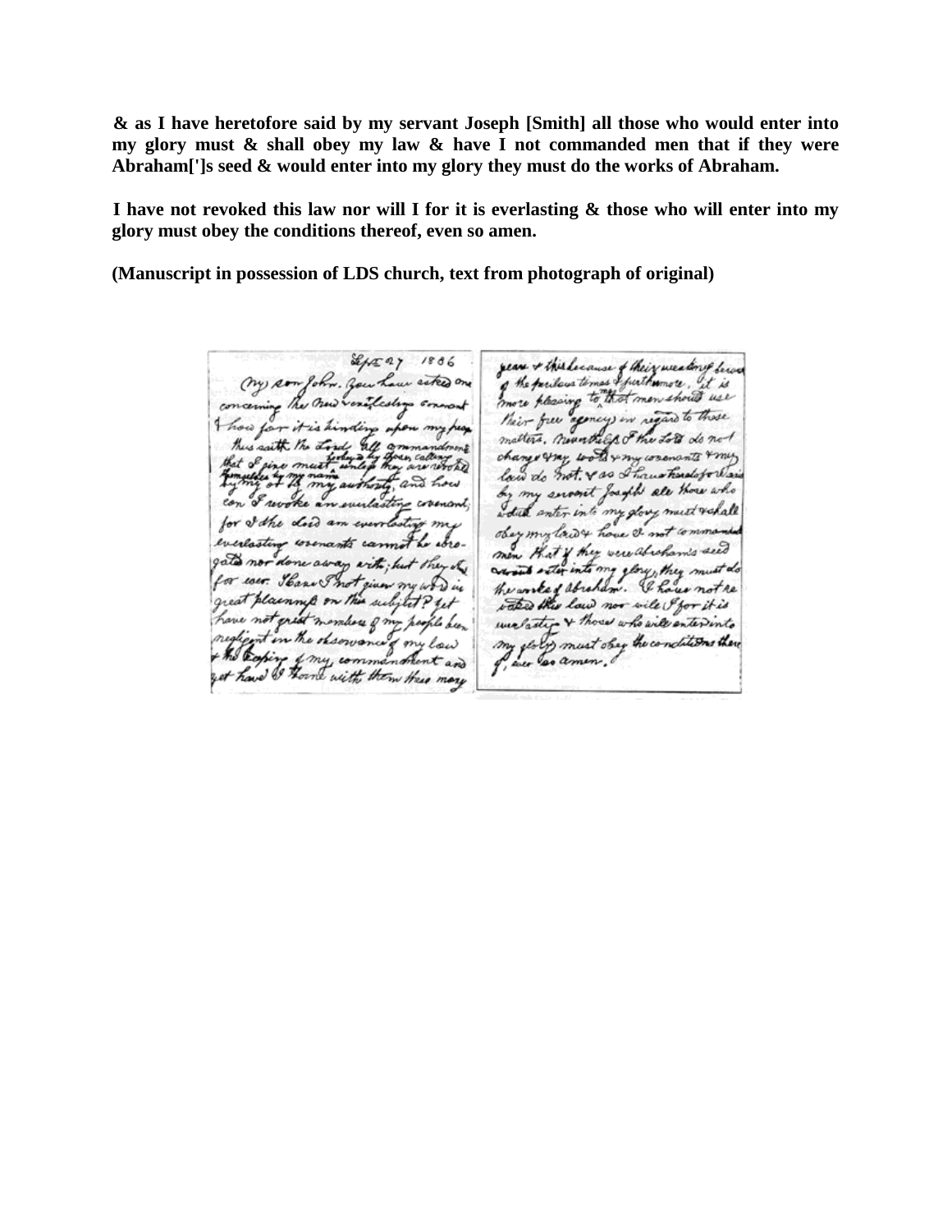**& as I have heretofore said by my servant Joseph [Smith] all those who would enter into my glory must & shall obey my law & have I not commanded men that if they were Abraham[']s seed & would enter into my glory they must do the works of Abraham.**

**I have not revoked this law nor will I for it is everlasting & those who will enter into my glory must obey the conditions thereof, even so amen.**

**(Manuscript in possession of LDS church, text from photograph of original)**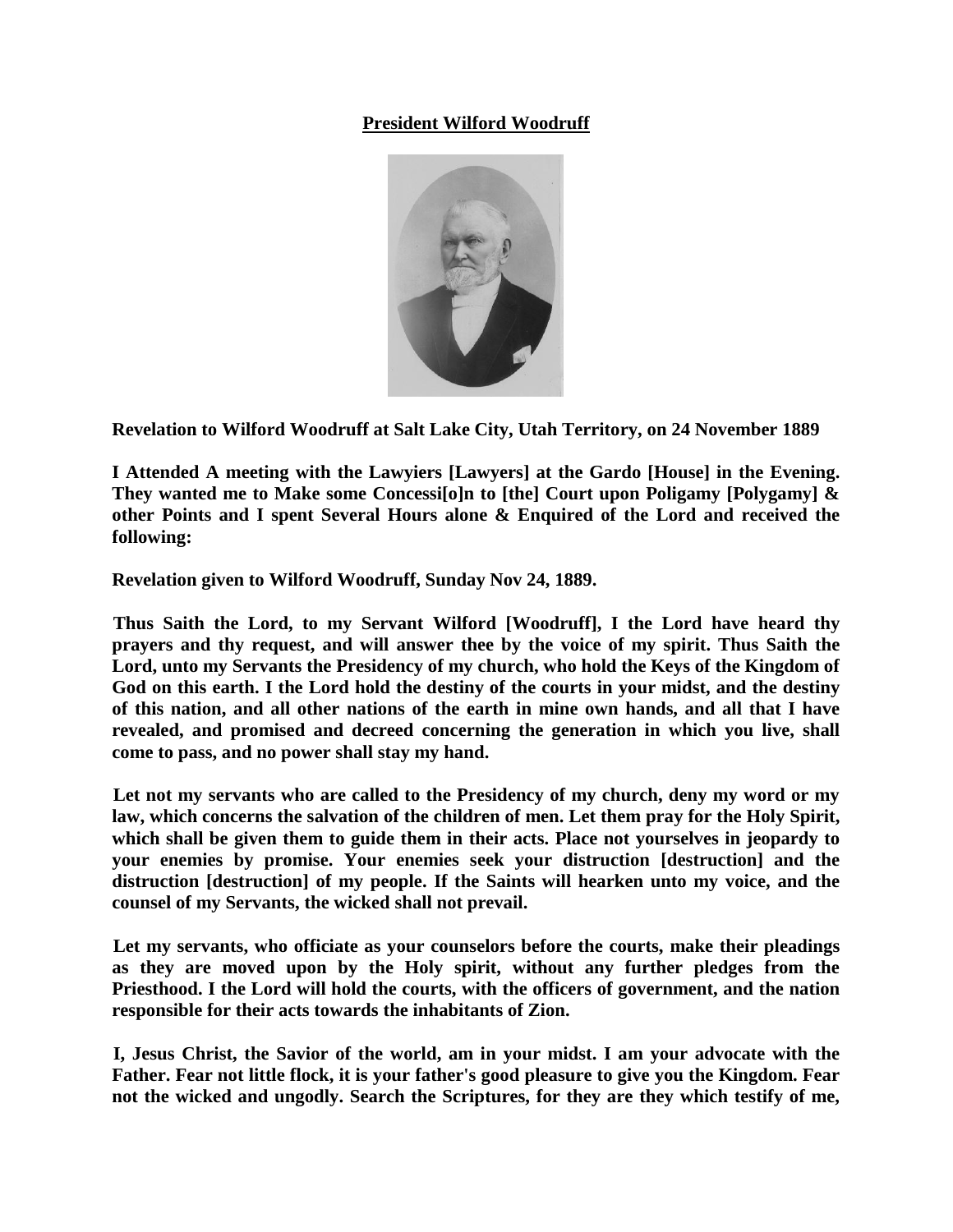**President Wilford Woodruff**

**Revelation to Wilford Woodruff at Salt Lake City, Utah Territory, on 24 November 1889**

**I Attended A meeting with the Lawyiers [Lawyers] at the Gardo [House] in the Evening. They wanted me to Make some Concessi[o]n to [the] Court upon Poligamy [Polygamy] & other Points and I spent Several Hours alone & Enquired of the Lord and received the following:**

**Revelation given to Wilford Woodruff, Sunday Nov 24, 1889.**

**Thus Saith the Lord, to my Servant Wilford [Woodruff], I the Lord have heard thy prayers and thy request, and will answer thee by the voice of my spirit. Thus Saith the Lord, unto my Servants the Presidency of my church, who hold the Keys of the Kingdom of God on this earth. I the Lord hold the destiny of the courts in your midst, and the destiny of this nation, and all other nations of the earth in mine own hands, and all that I have revealed, and promised and decreed concerning the generation in which you live, shall come to pass, and no power shall stay my hand.**

**Let not my servants who are called to the Presidency of my church, deny my word or my law, which concerns the salvation of the children of men. Let them pray for the Holy Spirit, which shall be given them to guide them in their acts. Place not yourselves in jeopardy to your enemies by promise. Your enemies seek your distruction [destruction] and the distruction [destruction] of my people. If the Saints will hearken unto my voice, and the counsel of my Servants, the wicked shall not prevail.**

**Let my servants, who officiate as your counselors before the courts, make their pleadings as they are moved upon by the Holy spirit, without any further pledges from the Priesthood. I the Lord will hold the courts, with the officers of government, and the nation responsible for their acts towards the inhabitants of Zion.**

**I, Jesus Christ, the Savior of the world, am in your midst. I am your advocate with the Father. Fear not little flock, it is your father's good pleasure to give you the Kingdom. Fear not the wicked and ungodly. Search the Scriptures, for they are they which testify of me,**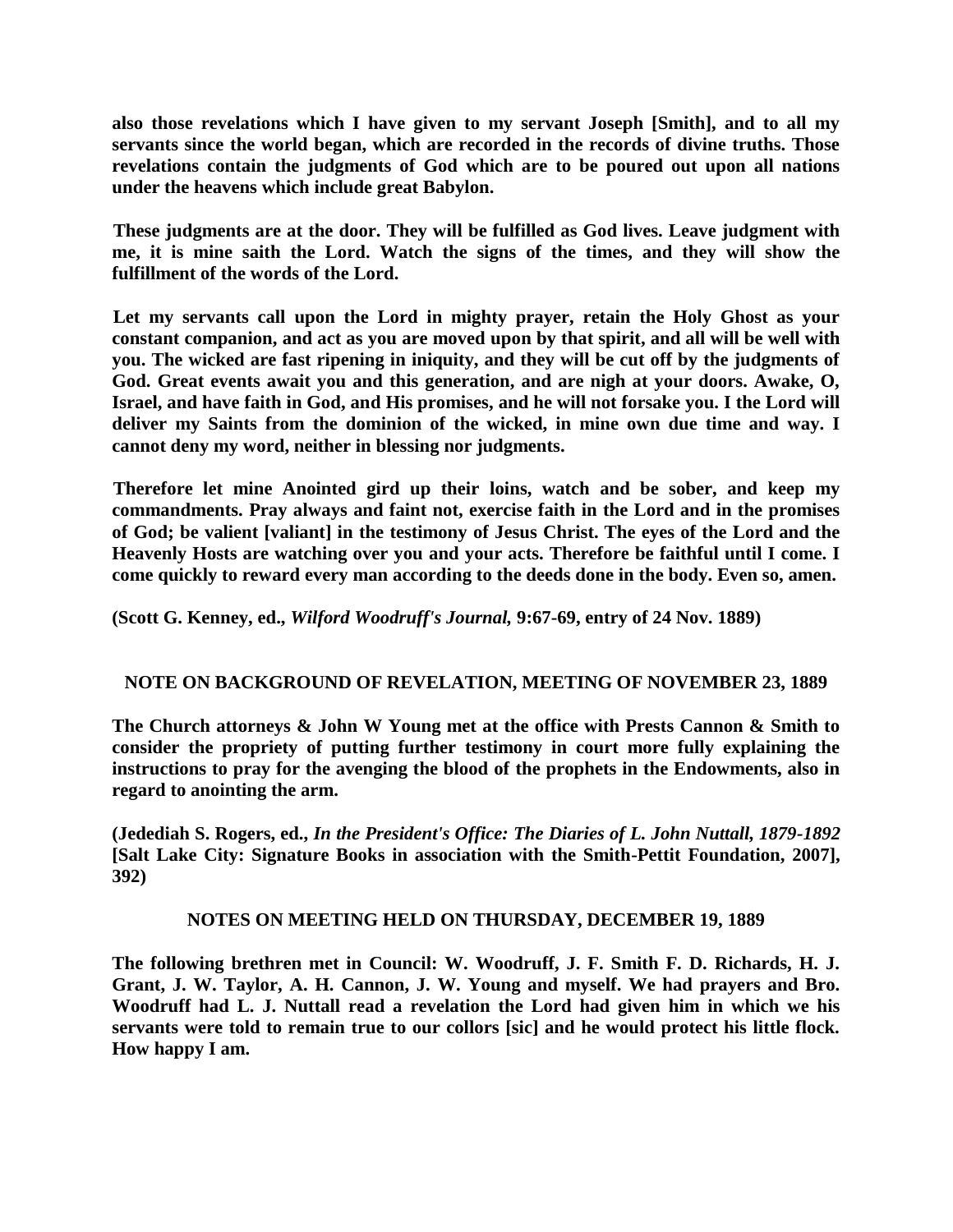**also those revelations which I have given to my servant Joseph [Smith], and to all my servants since the world began, which are recorded in the records of divine truths. Those revelations contain the judgments of God which are to be poured out upon all nations under the heavens which include great Babylon.**

**These judgments are at the door. They will be fulfilled as God lives. Leave judgment with me, it is mine saith the Lord. Watch the signs of the times, and they will show the fulfillment of the words of the Lord.**

**Let my servants call upon the Lord in mighty prayer, retain the Holy Ghost as your constant companion, and act as you are moved upon by that spirit, and all will be well with you. The wicked are fast ripening in iniquity, and they will be cut off by the judgments of God. Great events await you and this generation, and are nigh at your doors. Awake, O, Israel, and have faith in God, and His promises, and he will not forsake you. I the Lord will deliver my Saints from the dominion of the wicked, in mine own due time and way. I cannot deny my word, neither in blessing nor judgments.**

**Therefore let mine Anointed gird up their loins, watch and be sober, and keep my commandments. Pray always and faint not, exercise faith in the Lord and in the promises of God; be valient [valiant] in the testimony of Jesus Christ. The eyes of the Lord and the Heavenly Hosts are watching over you and your acts. Therefore be faithful until I come. I come quickly to reward every man according to the deeds done in the body. Even so, amen.**

**(Scott G. Kenney, ed., *Wilford Woodruff's Journal,* 9:67-69, entry of 24 Nov. 1889)**

## NOTE ON BACKGROUND OF REVELATION, MEETING OF NOVEMBER 23, 1889

**The Church attorneys & John W Young met at the office with Prests Cannon & Smith to consider the propriety of putting further testimony in court more fully explaining the instructions to pray for the avenging the blood of the prophets in the Endowments, also in regard to anointing the arm.**

**(Jedediah S. Rogers, ed., *In the President's Office: The Diaries of L. John Nuttall, 1879-1892* [Salt Lake City: Signature Books in association with the Smith-Pettit Foundation, 2007], 392)**

## NOTES ON MEETING HELD ON THURSDAY, DECEMBER 19, 1889

**The following brethren met in Council: W. Woodruff, J. F. Smith F. D. Richards, H. J. Grant, J. W. Taylor, A. H. Cannon, J. W. Young and myself. We had prayers and Bro. Woodruff had L. J. Nuttall read a revelation the Lord had given him in which we his servants were told to remain true to our collors [sic] and he would protect his little flock. How happy I am.**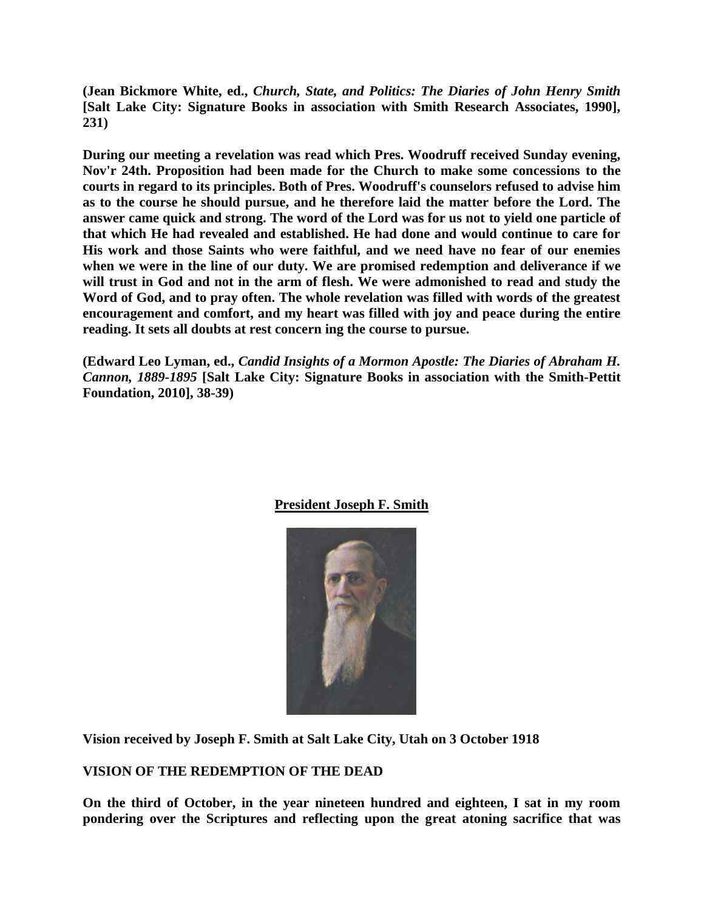**(Jean Bickmore White, ed., *Church, State, and Politics: The Diaries of John Henry Smith* [Salt Lake City: Signature Books in association with Smith Research Associates, 1990], 231)**

**During our meeting a revelation was read which Pres. Woodruff received Sunday evening, Nov'r 24th. Proposition had been made for the Church to make some concessions to the courts in regard to its principles. Both of Pres. Woodruff's counselors refused to advise him as to the course he should pursue, and he therefore laid the matter before the Lord. The answer came quick and strong. The word of the Lord was for us not to yield one particle of that which He had revealed and established. He had done and would continue to care for His work and those Saints who were faithful, and we need have no fear of our enemies when we were in the line of our duty. We are promised redemption and deliverance if we will trust in God and not in the arm of flesh. We were admonished to read and study the Word of God, and to pray often. The whole revelation was filled with words of the greatest encouragement and comfort, and my heart was filled with joy and peace during the entire reading. It sets all doubts at rest concern ing the course to pursue.**

**(Edward Leo Lyman, ed., *Candid Insights of a Mormon Apostle: The Diaries of Abraham H. Cannon, 1889-1895* [Salt Lake City: Signature Books in association with the Smith-Pettit Foundation, 2010], 38-39)**

**<u>President Joseph F. Smith</u>**

**Vision received by Joseph F. Smith at Salt Lake City, Utah on 3 October 1918**

**VISION OF THE REDEMPTION OF THE DEAD**

**On the third of October, in the year nineteen hundred and eighteen, I sat in my room pondering over the Scriptures and reflecting upon the great atoning sacrifice that was**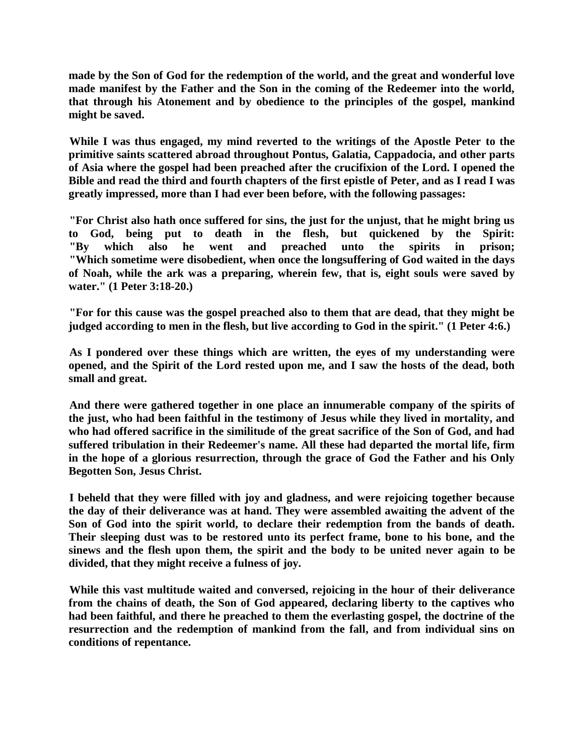**made by the Son of God for the redemption of the world, and the great and wonderful love made manifest by the Father and the Son in the coming of the Redeemer into the world, that through his Atonement and by obedience to the principles of the gospel, mankind might be saved.**

**While I was thus engaged, my mind reverted to the writings of the Apostle Peter to the primitive saints scattered abroad throughout Pontus, Galatia, Cappadocia, and other parts of Asia where the gospel had been preached after the crucifixion of the Lord. I opened the Bible and read the third and fourth chapters of the first epistle of Peter, and as I read I was greatly impressed, more than I had ever been before, with the following passages:**

**"For Christ also hath once suffered for sins, the just for the unjust, that he might bring us to God, being put to death in the flesh, but quickened by the Spirit:**
**"By which also he went and preached unto the spirits in prison;**
**"Which sometime were disobedient, when once the longsuffering of God waited in the days of Noah, while the ark was a preparing, wherein few, that is, eight souls were saved by water." (1 Peter 3:18-20.)**

**"For for this cause was the gospel preached also to them that are dead, that they might be judged according to men in the flesh, but live according to God in the spirit." (1 Peter 4:6.)**

**As I pondered over these things which are written, the eyes of my understanding were opened, and the Spirit of the Lord rested upon me, and I saw the hosts of the dead, both small and great.**

**And there were gathered together in one place an innumerable company of the spirits of the just, who had been faithful in the testimony of Jesus while they lived in mortality, and who had offered sacrifice in the similitude of the great sacrifice of the Son of God, and had suffered tribulation in their Redeemer's name. All these had departed the mortal life, firm in the hope of a glorious resurrection, through the grace of God the Father and his Only Begotten Son, Jesus Christ.**

**I beheld that they were filled with joy and gladness, and were rejoicing together because the day of their deliverance was at hand. They were assembled awaiting the advent of the Son of God into the spirit world, to declare their redemption from the bands of death. Their sleeping dust was to be restored unto its perfect frame, bone to his bone, and the sinews and the flesh upon them, the spirit and the body to be united never again to be divided, that they might receive a fulness of joy.**

**While this vast multitude waited and conversed, rejoicing in the hour of their deliverance from the chains of death, the Son of God appeared, declaring liberty to the captives who had been faithful, and there he preached to them the everlasting gospel, the doctrine of the resurrection and the redemption of mankind from the fall, and from individual sins on conditions of repentance.**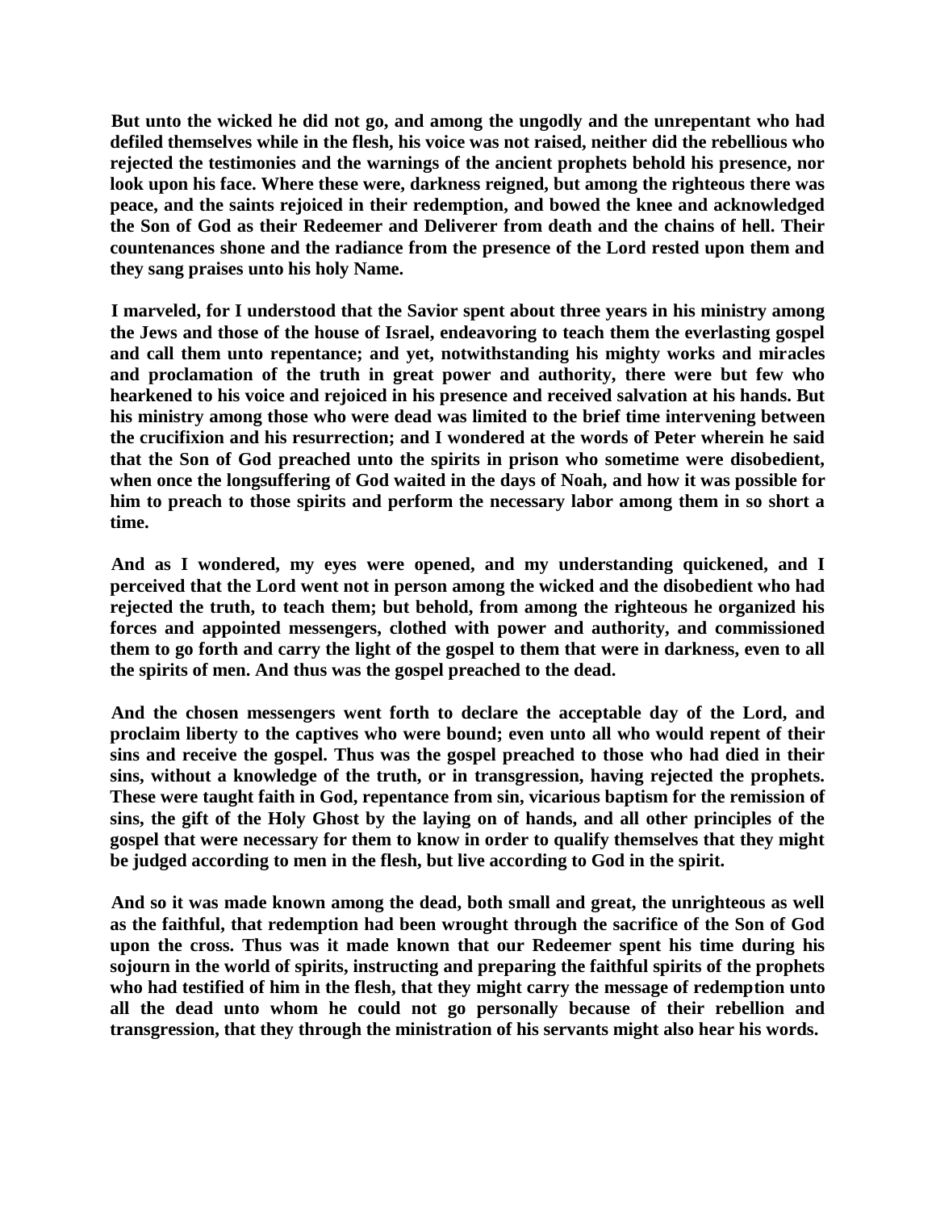**But unto the wicked he did not go, and among the ungodly and the unrepentant who had defiled themselves while in the flesh, his voice was not raised, neither did the rebellious who rejected the testimonies and the warnings of the ancient prophets behold his presence, nor look upon his face. Where these were, darkness reigned, but among the righteous there was peace, and the saints rejoiced in their redemption, and bowed the knee and acknowledged the Son of God as their Redeemer and Deliverer from death and the chains of hell. Their countenances shone and the radiance from the presence of the Lord rested upon them and they sang praises unto his holy Name.**

**I marveled, for I understood that the Savior spent about three years in his ministry among the Jews and those of the house of Israel, endeavoring to teach them the everlasting gospel and call them unto repentance; and yet, notwithstanding his mighty works and miracles and proclamation of the truth in great power and authority, there were but few who hearkened to his voice and rejoiced in his presence and received salvation at his hands. But his ministry among those who were dead was limited to the brief time intervening between the crucifixion and his resurrection; and I wondered at the words of Peter wherein he said that the Son of God preached unto the spirits in prison who sometime were disobedient, when once the longsuffering of God waited in the days of Noah, and how it was possible for him to preach to those spirits and perform the necessary labor among them in so short a time.**

**And as I wondered, my eyes were opened, and my understanding quickened, and I perceived that the Lord went not in person among the wicked and the disobedient who had rejected the truth, to teach them; but behold, from among the righteous he organized his forces and appointed messengers, clothed with power and authority, and commissioned them to go forth and carry the light of the gospel to them that were in darkness, even to all the spirits of men. And thus was the gospel preached to the dead.**

**And the chosen messengers went forth to declare the acceptable day of the Lord, and proclaim liberty to the captives who were bound; even unto all who would repent of their sins and receive the gospel. Thus was the gospel preached to those who had died in their sins, without a knowledge of the truth, or in transgression, having rejected the prophets. These were taught faith in God, repentance from sin, vicarious baptism for the remission of sins, the gift of the Holy Ghost by the laying on of hands, and all other principles of the gospel that were necessary for them to know in order to qualify themselves that they might be judged according to men in the flesh, but live according to God in the spirit.**

**And so it was made known among the dead, both small and great, the unrighteous as well as the faithful, that redemption had been wrought through the sacrifice of the Son of God upon the cross. Thus was it made known that our Redeemer spent his time during his sojourn in the world of spirits, instructing and preparing the faithful spirits of the prophets who had testified of him in the flesh, that they might carry the message of redemption unto all the dead unto whom he could not go personally because of their rebellion and transgression, that they through the ministration of his servants might also hear his words.**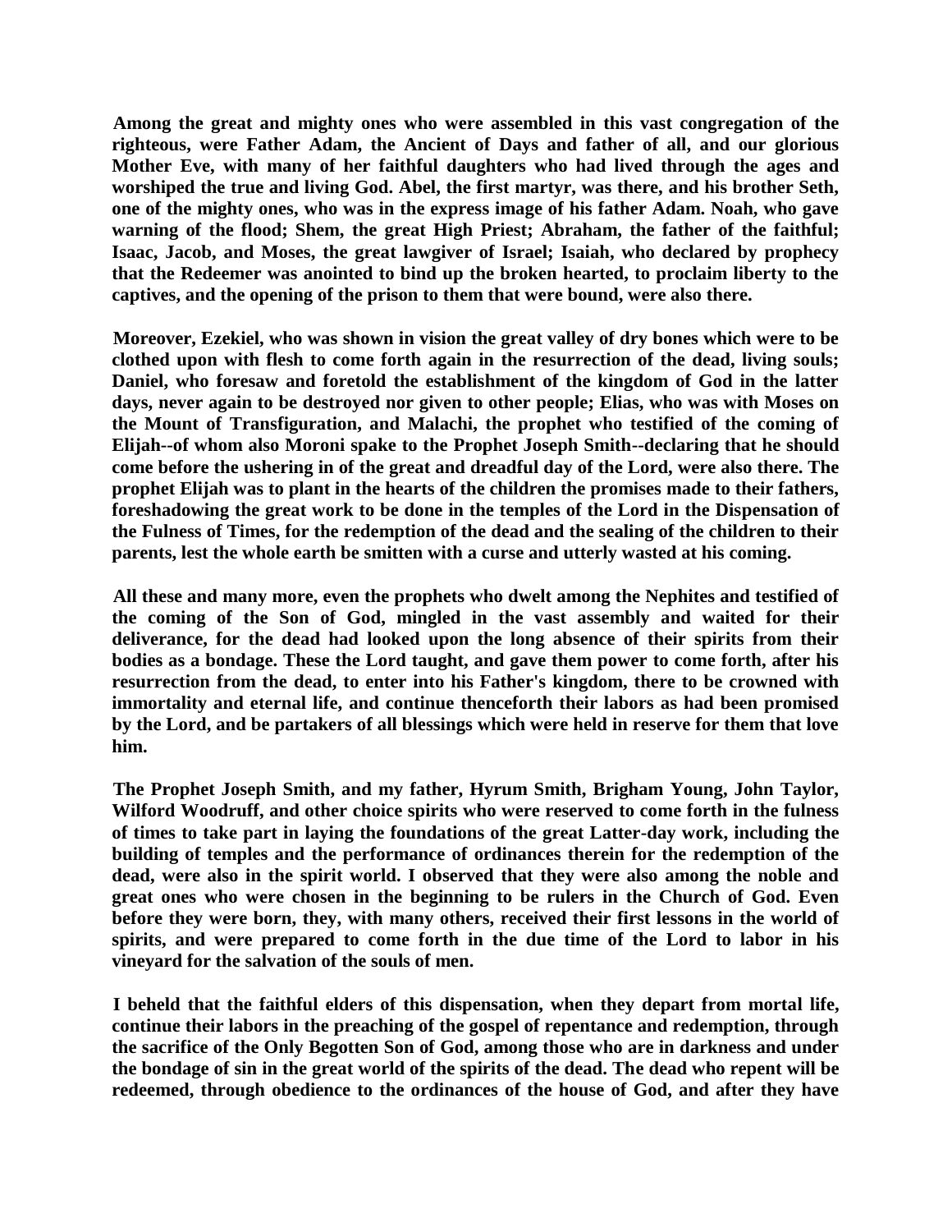**Among the great and mighty ones who were assembled in this vast congregation of the righteous, were Father Adam, the Ancient of Days and father of all, and our glorious Mother Eve, with many of her faithful daughters who had lived through the ages and worshiped the true and living God. Abel, the first martyr, was there, and his brother Seth, one of the mighty ones, who was in the express image of his father Adam. Noah, who gave warning of the flood; Shem, the great High Priest; Abraham, the father of the faithful; Isaac, Jacob, and Moses, the great lawgiver of Israel; Isaiah, who declared by prophecy that the Redeemer was anointed to bind up the broken hearted, to proclaim liberty to the captives, and the opening of the prison to them that were bound, were also there.**

**Moreover, Ezekiel, who was shown in vision the great valley of dry bones which were to be clothed upon with flesh to come forth again in the resurrection of the dead, living souls; Daniel, who foresaw and foretold the establishment of the kingdom of God in the latter days, never again to be destroyed nor given to other people; Elias, who was with Moses on the Mount of Transfiguration, and Malachi, the prophet who testified of the coming of Elijah--of whom also Moroni spake to the Prophet Joseph Smith--declaring that he should come before the ushering in of the great and dreadful day of the Lord, were also there. The prophet Elijah was to plant in the hearts of the children the promises made to their fathers, foreshadowing the great work to be done in the temples of the Lord in the Dispensation of the Fulness of Times, for the redemption of the dead and the sealing of the children to their parents, lest the whole earth be smitten with a curse and utterly wasted at his coming.**

**All these and many more, even the prophets who dwelt among the Nephites and testified of the coming of the Son of God, mingled in the vast assembly and waited for their deliverance, for the dead had looked upon the long absence of their spirits from their bodies as a bondage. These the Lord taught, and gave them power to come forth, after his resurrection from the dead, to enter into his Father's kingdom, there to be crowned with immortality and eternal life, and continue thenceforth their labors as had been promised by the Lord, and be partakers of all blessings which were held in reserve for them that love him.**

**The Prophet Joseph Smith, and my father, Hyrum Smith, Brigham Young, John Taylor, Wilford Woodruff, and other choice spirits who were reserved to come forth in the fulness of times to take part in laying the foundations of the great Latter-day work, including the building of temples and the performance of ordinances therein for the redemption of the dead, were also in the spirit world. I observed that they were also among the noble and great ones who were chosen in the beginning to be rulers in the Church of God. Even before they were born, they, with many others, received their first lessons in the world of spirits, and were prepared to come forth in the due time of the Lord to labor in his vineyard for the salvation of the souls of men.**

**I beheld that the faithful elders of this dispensation, when they depart from mortal life, continue their labors in the preaching of the gospel of repentance and redemption, through the sacrifice of the Only Begotten Son of God, among those who are in darkness and under the bondage of sin in the great world of the spirits of the dead. The dead who repent will be redeemed, through obedience to the ordinances of the house of God, and after they have**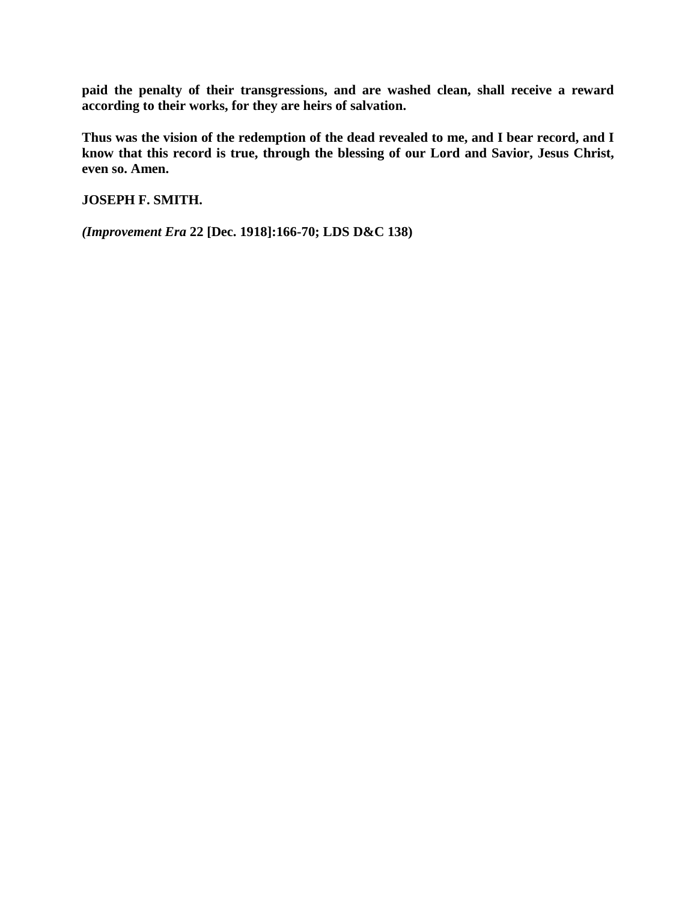**paid the penalty of their transgressions, and are washed clean, shall receive a reward according to their works, for they are heirs of salvation.**

**Thus was the vision of the redemption of the dead revealed to me, and I bear record, and I know that this record is true, through the blessing of our Lord and Savior, Jesus Christ, even so. Amen.**

**JOSEPH F. SMITH.**

***(Improvement Era* 22 [Dec. 1918]:166-70; LDS D&C 138)**